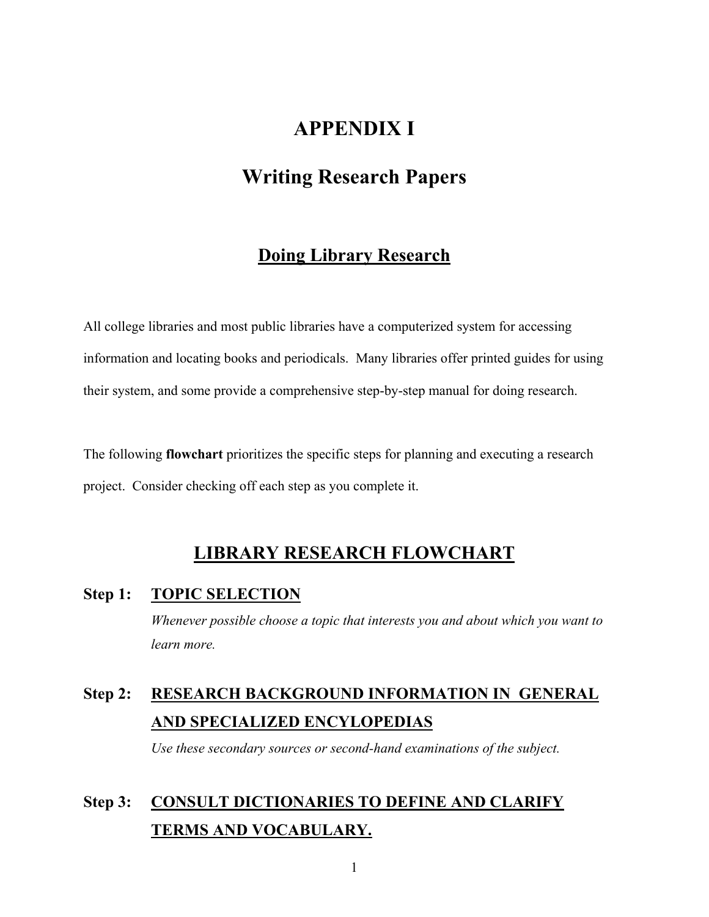# APPENDIX I

# Writing Research Papers

## Doing Library Research

All college libraries and most public libraries have a computerized system for accessing information and locating books and periodicals. Many libraries offer printed guides for using their system, and some provide a comprehensive step-by-step manual for doing research.

The following **flowchart** prioritizes the specific steps for planning and executing a research project. Consider checking off each step as you complete it.

## LIBRARY RESEARCH FLOWCHART

**Step 1:** **TOPIC SELECTION**

*Whenever possible choose a topic that interests you and about which you want to learn more.*

**Step 2:** **RESEARCH BACKGROUND INFORMATION IN GENERAL AND SPECIALIZED ENCYLOPEDIAS**

*Use these secondary sources or second-hand examinations of the subject.*

**Step 3:** **CONSULT DICTIONARIES TO DEFINE AND CLARIFY TERMS AND VOCABULARY.**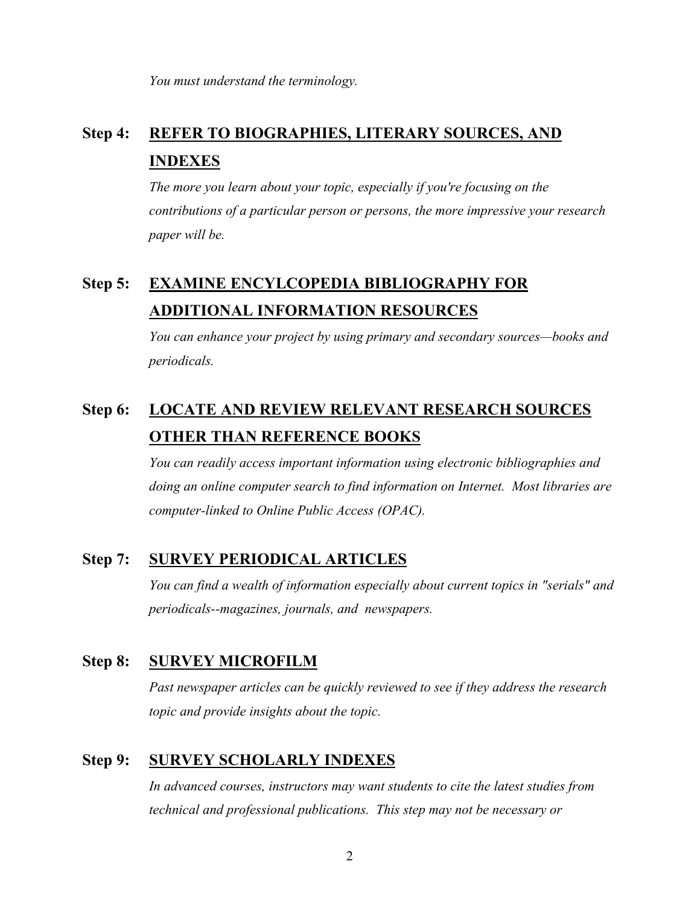*You must understand the terminology.*

## Step 4: <u>REFER TO BIOGRAPHIES, LITERARY SOURCES, AND INDEXES</u>

*The more you learn about your topic, especially if you're focusing on the contributions of a particular person or persons, the more impressive your research paper will be.*

## Step 5: <u>EXAMINE ENCYLCOPEDIA BIBLIOGRAPHY FOR ADDITIONAL INFORMATION RESOURCES</u>

*You can enhance your project by using primary and secondary sources—books and periodicals.*

## Step 6: <u>LOCATE AND REVIEW RELEVANT RESEARCH SOURCES OTHER THAN REFERENCE BOOKS</u>

*You can readily access important information using electronic bibliographies and doing an online computer search to find information on Internet. Most libraries are computer-linked to Online Public Access (OPAC).*

## Step 7: <u>SURVEY PERIODICAL ARTICLES</u>

*You can find a wealth of information especially about current topics in "serials" and periodicals--magazines, journals, and newspapers.*

## Step 8: <u>SURVEY MICROFILM</u>

*Past newspaper articles can be quickly reviewed to see if they address the research topic and provide insights about the topic.*

## Step 9: <u>SURVEY SCHOLARLY INDEXES</u>

*In advanced courses, instructors may want students to cite the latest studies from technical and professional publications. This step may not be necessary or*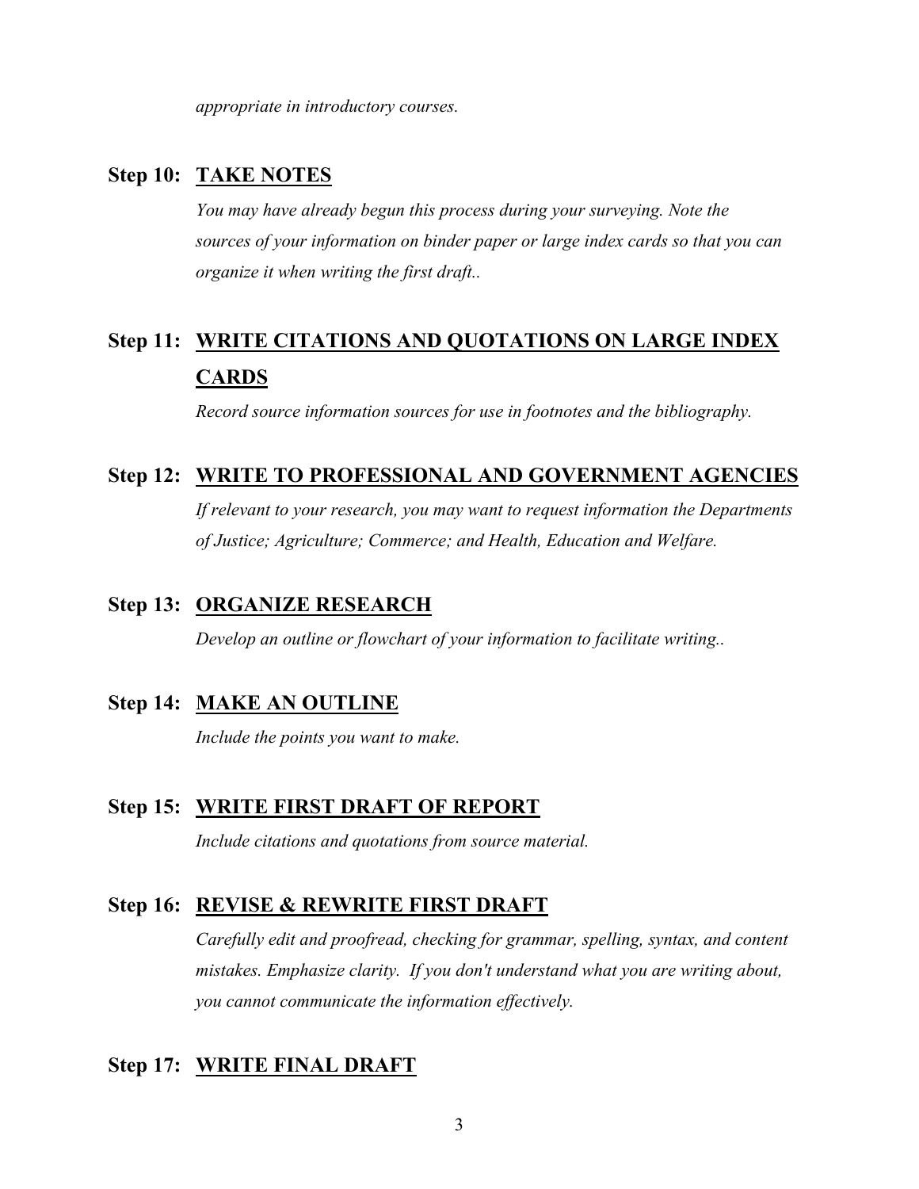*appropriate in introductory courses.*

## Step 10: <u>TAKE NOTES</u>

*You may have already begun this process during your surveying. Note the sources of your information on binder paper or large index cards so that you can organize it when writing the first draft..*

## Step 11: <u>WRITE CITATIONS AND QUOTATIONS ON LARGE INDEX CARDS</u>

*Record source information sources for use in footnotes and the bibliography.*

## Step 12: <u>WRITE TO PROFESSIONAL AND GOVERNMENT AGENCIES</u>

*If relevant to your research, you may want to request information the Departments of Justice; Agriculture; Commerce; and Health, Education and Welfare.*

## Step 13: <u>ORGANIZE RESEARCH</u>

*Develop an outline or flowchart of your information to facilitate writing..*

## Step 14: <u>MAKE AN OUTLINE</u>

*Include the points you want to make.*

## Step 15: <u>WRITE FIRST DRAFT OF REPORT</u>

*Include citations and quotations from source material.*

## Step 16: <u>REVISE & REWRITE FIRST DRAFT</u>

*Carefully edit and proofread, checking for grammar, spelling, syntax, and content mistakes. Emphasize clarity. If you don't understand what you are writing about, you cannot communicate the information effectively.*

## Step 17: <u>WRITE FINAL DRAFT</u>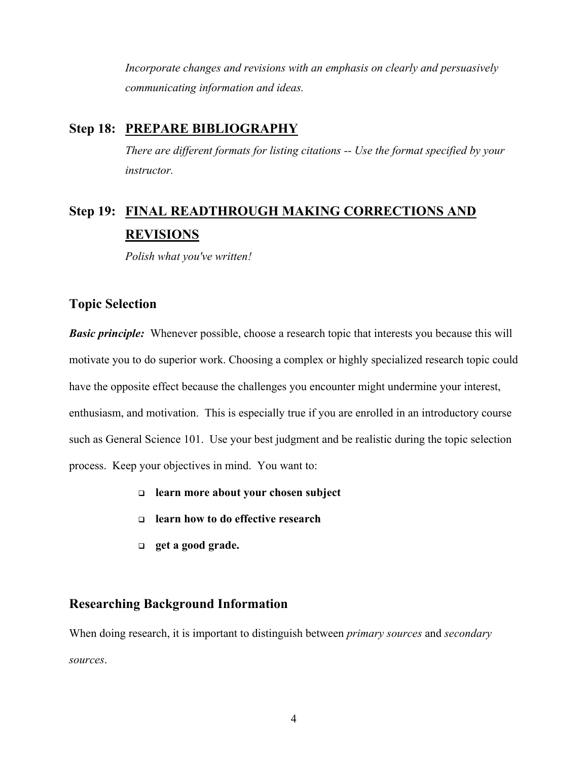*Incorporate changes and revisions with an emphasis on clearly and persuasively communicating information and ideas.*

### Step 18: PREPARE BIBLIOGRAPHY

*There are different formats for listing citations -- Use the format specified by your instructor.*

### Step 19: FINAL READTHROUGH MAKING CORRECTIONS AND REVISIONS

*Polish what you've written!*

## Topic Selection

***Basic principle:*** Whenever possible, choose a research topic that interests you because this will motivate you to do superior work. Choosing a complex or highly specialized research topic could have the opposite effect because the challenges you encounter might undermine your interest, enthusiasm, and motivation. This is especially true if you are enrolled in an introductory course such as General Science 101. Use your best judgment and be realistic during the topic selection process. Keep your objectives in mind. You want to:

- **learn more about your chosen subject**
- **learn how to do effective research**
- **get a good grade.**

## Researching Background Information

When doing research, it is important to distinguish between *primary sources* and *secondary sources*.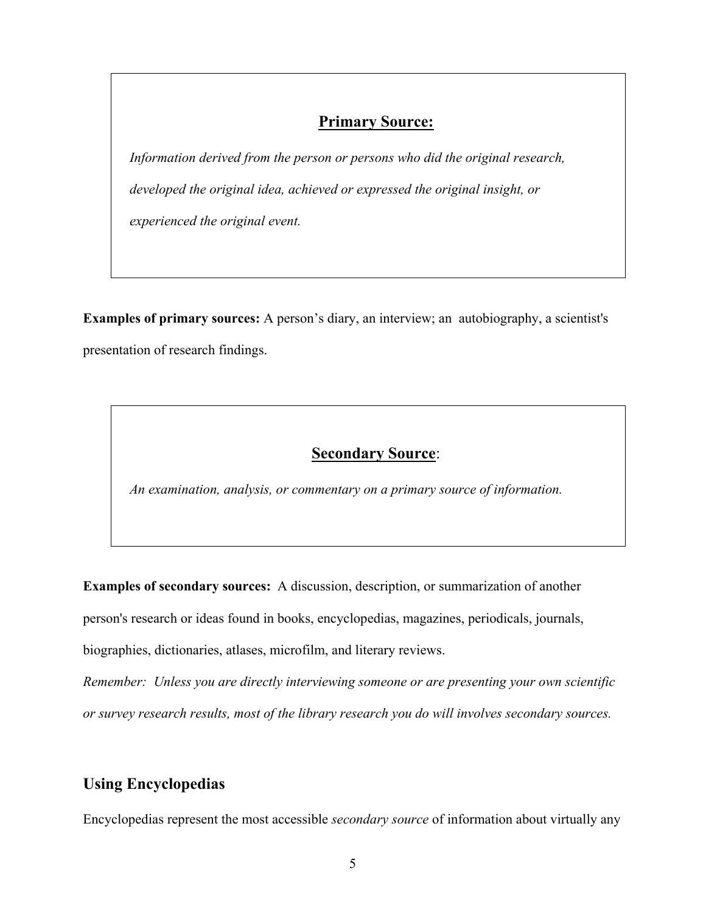**Primary Source:**

*Information derived from the person or persons who did the original research, developed the original idea, achieved or expressed the original insight, or experienced the original event.*

**Examples of primary sources:** A person's diary, an interview; an autobiography, a scientist's presentation of research findings.

**Secondary Source:**

*An examination, analysis, or commentary on a primary source of information.*

**Examples of secondary sources:** A discussion, description, or summarization of another person's research or ideas found in books, encyclopedias, magazines, periodicals, journals, biographies, dictionaries, atlases, microfilm, and literary reviews.

*Remember: Unless you are directly interviewing someone or are presenting your own scientific or survey research results, most of the library research you do will involves secondary sources.*

## Using Encyclopedias

Encyclopedias represent the most accessible *secondary source* of information about virtually any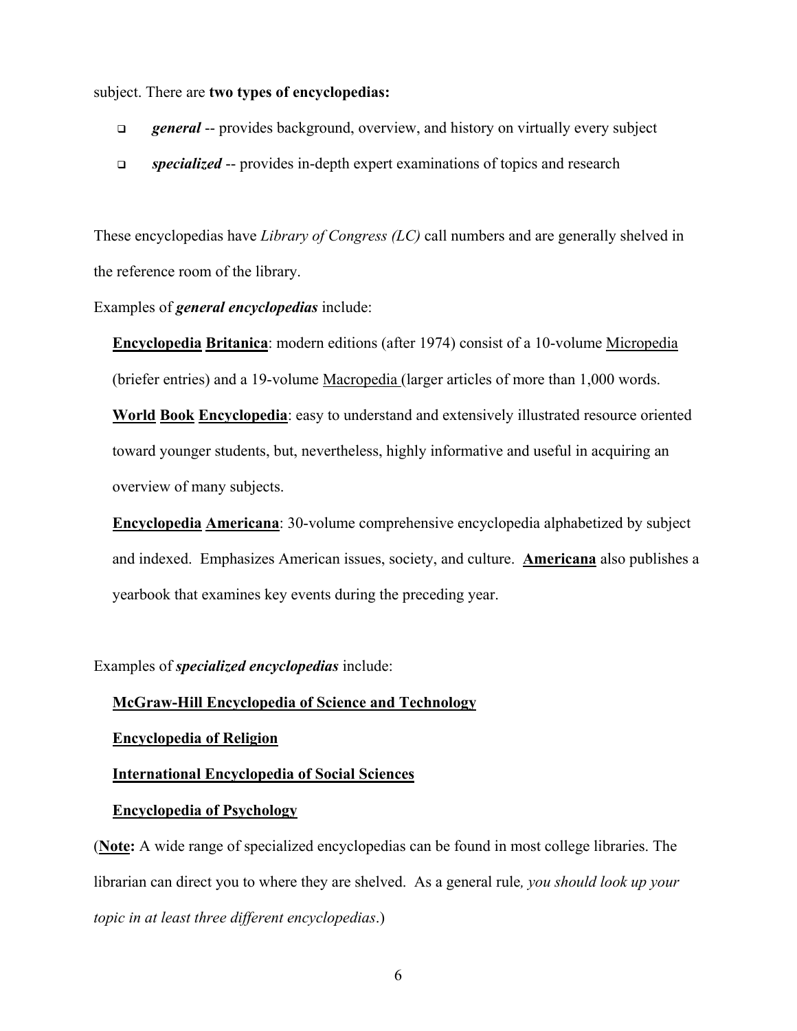subject. There are **two types of encyclopedias:**

- ***general*** -- provides background, overview, and history on virtually every subject
- ***specialized*** -- provides in-depth expert examinations of topics and research

These encyclopedias have *Library of Congress (LC)* call numbers and are generally shelved in the reference room of the library.

Examples of ***general encyclopedias*** include:

**Encyclopedia Britanica**: modern editions (after 1974) consist of a 10-volume Micropedia (briefer entries) and a 19-volume Macropedia (larger articles of more than 1,000 words.

**World Book Encyclopedia**: easy to understand and extensively illustrated resource oriented toward younger students, but, nevertheless, highly informative and useful in acquiring an overview of many subjects.

**Encyclopedia Americana**: 30-volume comprehensive encyclopedia alphabetized by subject and indexed. Emphasizes American issues, society, and culture. **Americana** also publishes a yearbook that examines key events during the preceding year.

Examples of ***specialized encyclopedias*** include:

**McGraw-Hill Encyclopedia of Science and Technology**

**Encyclopedia of Religion**

**International Encyclopedia of Social Sciences**

**Encyclopedia of Psychology**

(**Note:** A wide range of specialized encyclopedias can be found in most college libraries. The librarian can direct you to where they are shelved. As a general rule*, you should look up your topic in at least three different encyclopedias*.)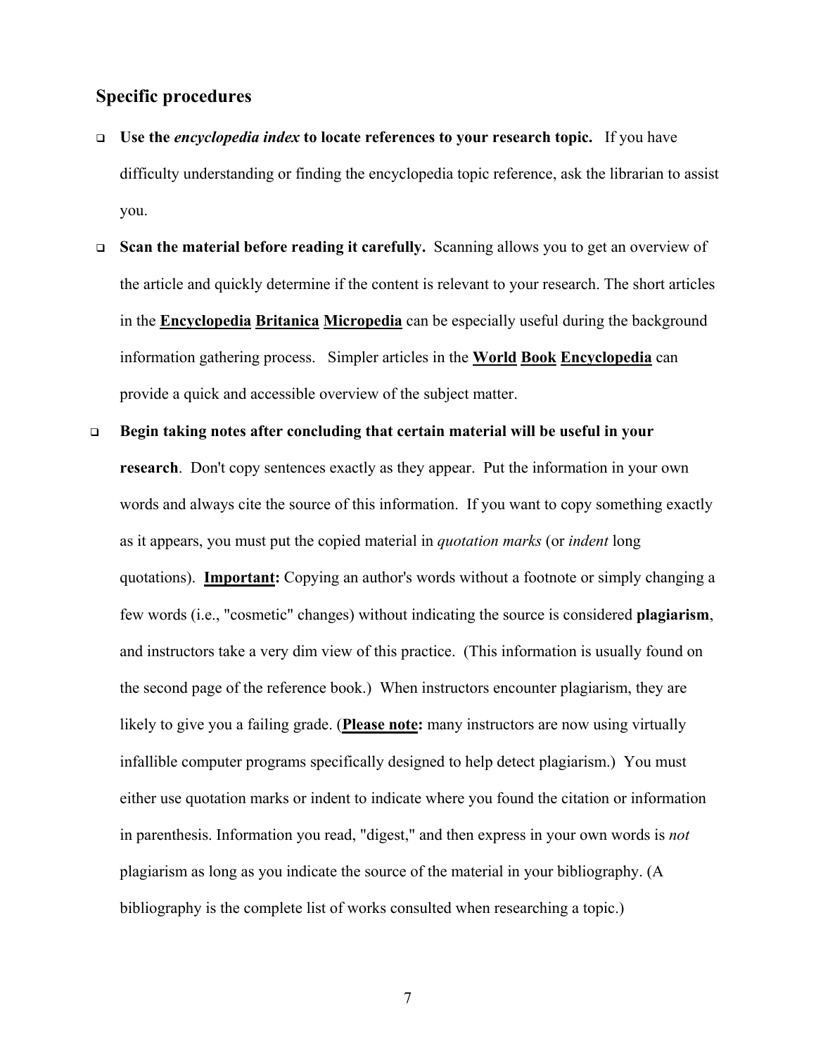## Specific procedures

- **Use the *encyclopedia index* to locate references to your research topic.** If you have difficulty understanding or finding the encyclopedia topic reference, ask the librarian to assist you.
- **Scan the material before reading it carefully.** Scanning allows you to get an overview of the article and quickly determine if the content is relevant to your research. The short articles in the **Encyclopedia Britanica Micropedia** can be especially useful during the background information gathering process. Simpler articles in the **World Book Encyclopedia** can provide a quick and accessible overview of the subject matter.
- **Begin taking notes after concluding that certain material will be useful in your research**. Don't copy sentences exactly as they appear. Put the information in your own words and always cite the source of this information. If you want to copy something exactly as it appears, you must put the copied material in *quotation marks* (or *indent* long quotations). **Important:** Copying an author's words without a footnote or simply changing a few words (i.e., "cosmetic" changes) without indicating the source is considered **plagiarism**, and instructors take a very dim view of this practice. (This information is usually found on the second page of the reference book.) When instructors encounter plagiarism, they are likely to give you a failing grade. (**Please note:** many instructors are now using virtually infallible computer programs specifically designed to help detect plagiarism.) You must either use quotation marks or indent to indicate where you found the citation or information in parenthesis. Information you read, "digest," and then express in your own words is *not* plagiarism as long as you indicate the source of the material in your bibliography. (A bibliography is the complete list of works consulted when researching a topic.)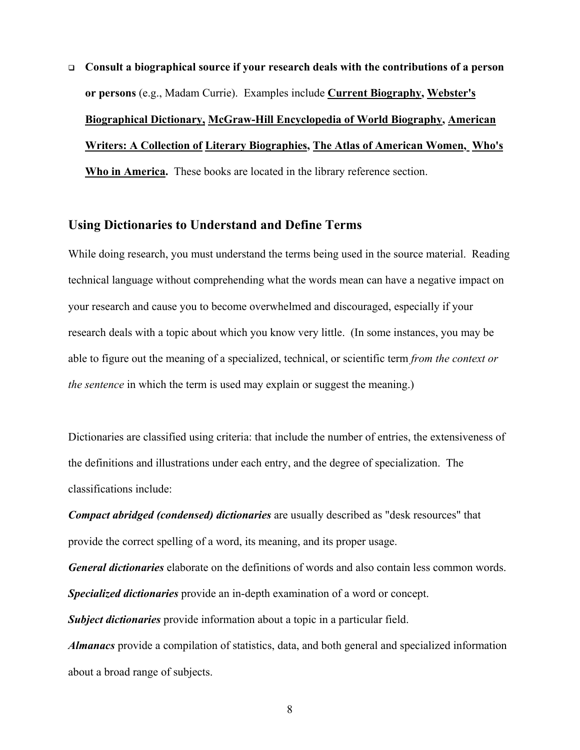- **Consult a biographical source if your research deals with the contributions of a person or persons** (e.g., Madam Currie). Examples include **Current Biography, Webster's Biographical Dictionary, McGraw-Hill Encyclopedia of World Biography, American Writers: A Collection of Literary Biographies, The Atlas of American Women, Who's Who in America.** These books are located in the library reference section.

## Using Dictionaries to Understand and Define Terms

While doing research, you must understand the terms being used in the source material. Reading technical language without comprehending what the words mean can have a negative impact on your research and cause you to become overwhelmed and discouraged, especially if your research deals with a topic about which you know very little. (In some instances, you may be able to figure out the meaning of a specialized, technical, or scientific term *from the context or the sentence* in which the term is used may explain or suggest the meaning.)

Dictionaries are classified using criteria: that include the number of entries, the extensiveness of the definitions and illustrations under each entry, and the degree of specialization. The classifications include:

***Compact abridged (condensed) dictionaries*** are usually described as "desk resources" that provide the correct spelling of a word, its meaning, and its proper usage.

***General dictionaries*** elaborate on the definitions of words and also contain less common words.

***Specialized dictionaries*** provide an in-depth examination of a word or concept.

***Subject dictionaries*** provide information about a topic in a particular field.

***Almanacs*** provide a compilation of statistics, data, and both general and specialized information about a broad range of subjects.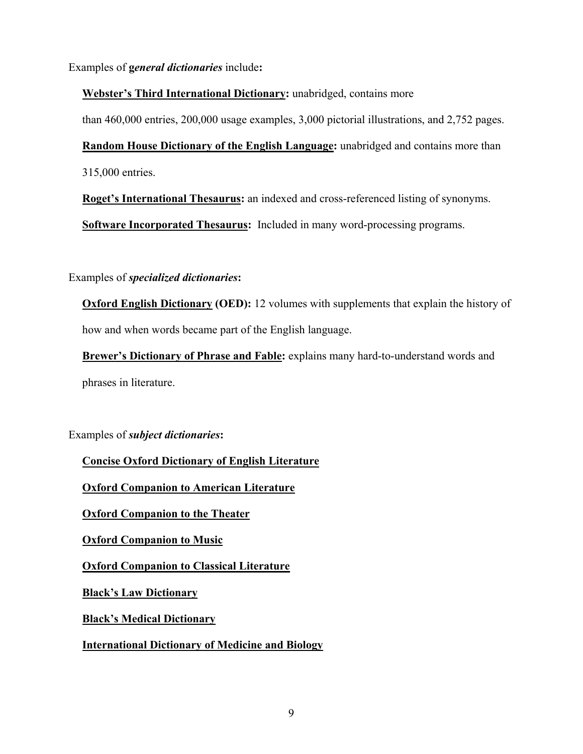Examples of ***general dictionaries*** include**:**

**Webster's Third International Dictionary:** unabridged, contains more than 460,000 entries, 200,000 usage examples, 3,000 pictorial illustrations, and 2,752 pages.

**Random House Dictionary of the English Language:** unabridged and contains more than 315,000 entries.

**Roget's International Thesaurus:** an indexed and cross-referenced listing of synonyms.

**Software Incorporated Thesaurus:** Included in many word-processing programs.

Examples of ***specialized dictionaries*****:**

**Oxford English Dictionary (OED):** 12 volumes with supplements that explain the history of how and when words became part of the English language.

**Brewer's Dictionary of Phrase and Fable:** explains many hard-to-understand words and phrases in literature.

Examples of ***subject dictionaries*****:**

**Concise Oxford Dictionary of English Literature**

**Oxford Companion to American Literature**

**Oxford Companion to the Theater**

**Oxford Companion to Music**

**Oxford Companion to Classical Literature**

**Black's Law Dictionary**

**Black's Medical Dictionary**

**International Dictionary of Medicine and Biology**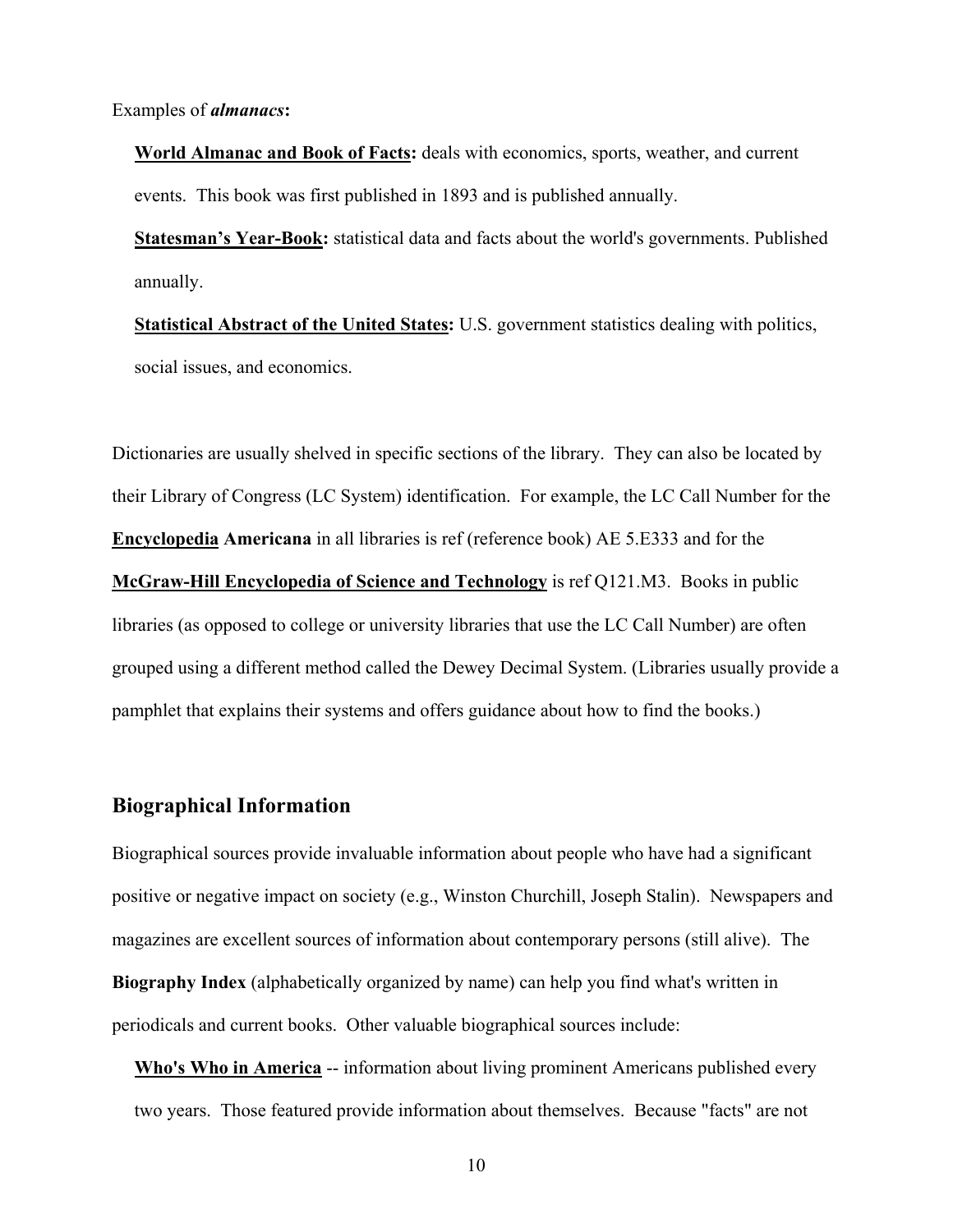Examples of ***almanacs*****:**

**World Almanac and Book of Facts:** deals with economics, sports, weather, and current events. This book was first published in 1893 and is published annually.

**Statesman's Year-Book:** statistical data and facts about the world's governments. Published annually.

**Statistical Abstract of the United States:** U.S. government statistics dealing with politics, social issues, and economics.

Dictionaries are usually shelved in specific sections of the library. They can also be located by their Library of Congress (LC System) identification. For example, the LC Call Number for the **Encyclopedia Americana** in all libraries is ref (reference book) AE 5.E333 and for the **McGraw-Hill Encyclopedia of Science and Technology** is ref Q121.M3. Books in public libraries (as opposed to college or university libraries that use the LC Call Number) are often grouped using a different method called the Dewey Decimal System. (Libraries usually provide a pamphlet that explains their systems and offers guidance about how to find the books.)

## Biographical Information

Biographical sources provide invaluable information about people who have had a significant positive or negative impact on society (e.g., Winston Churchill, Joseph Stalin). Newspapers and magazines are excellent sources of information about contemporary persons (still alive). The **Biography Index** (alphabetically organized by name) can help you find what's written in periodicals and current books. Other valuable biographical sources include:

**Who's Who in America** -- information about living prominent Americans published every two years. Those featured provide information about themselves. Because "facts" are not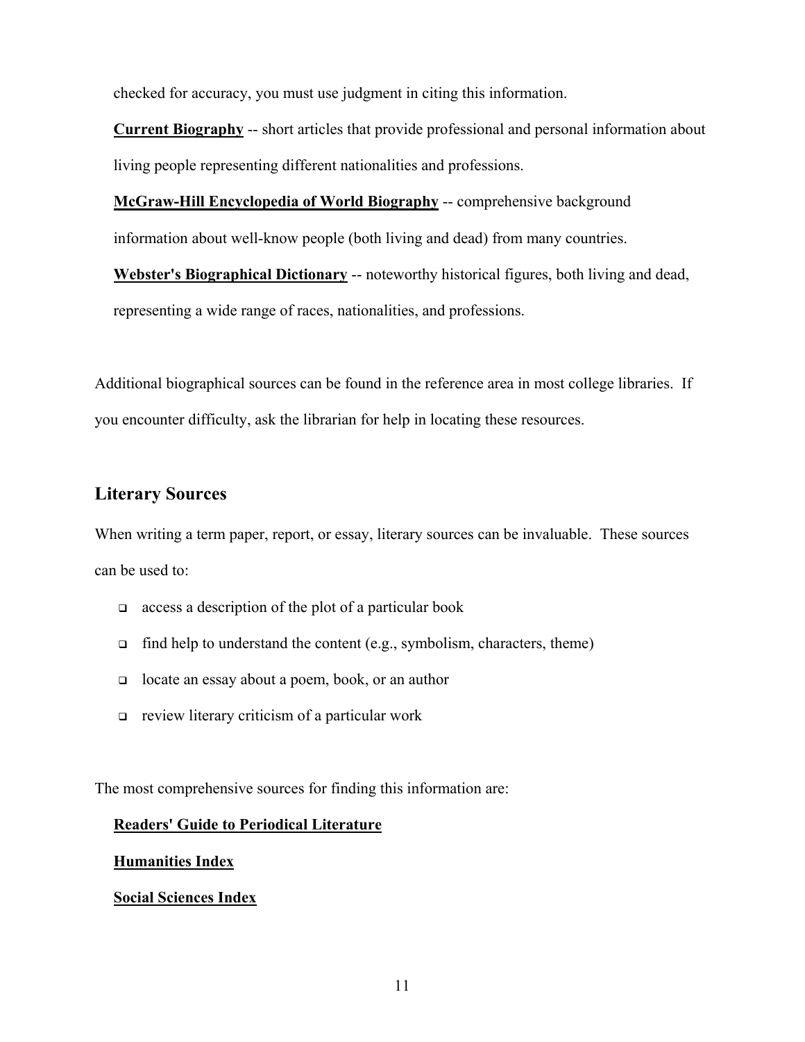checked for accuracy, you must use judgment in citing this information.

**Current Biography** -- short articles that provide professional and personal information about living people representing different nationalities and professions.

**McGraw-Hill Encyclopedia of World Biography** -- comprehensive background information about well-know people (both living and dead) from many countries.

**Webster's Biographical Dictionary** -- noteworthy historical figures, both living and dead, representing a wide range of races, nationalities, and professions.

Additional biographical sources can be found in the reference area in most college libraries. If you encounter difficulty, ask the librarian for help in locating these resources.

## Literary Sources

When writing a term paper, report, or essay, literary sources can be invaluable. These sources can be used to:

- access a description of the plot of a particular book
- find help to understand the content (e.g., symbolism, characters, theme)
- locate an essay about a poem, book, or an author
- review literary criticism of a particular work

The most comprehensive sources for finding this information are:

**Readers' Guide to Periodical Literature**

**Humanities Index**

**Social Sciences Index**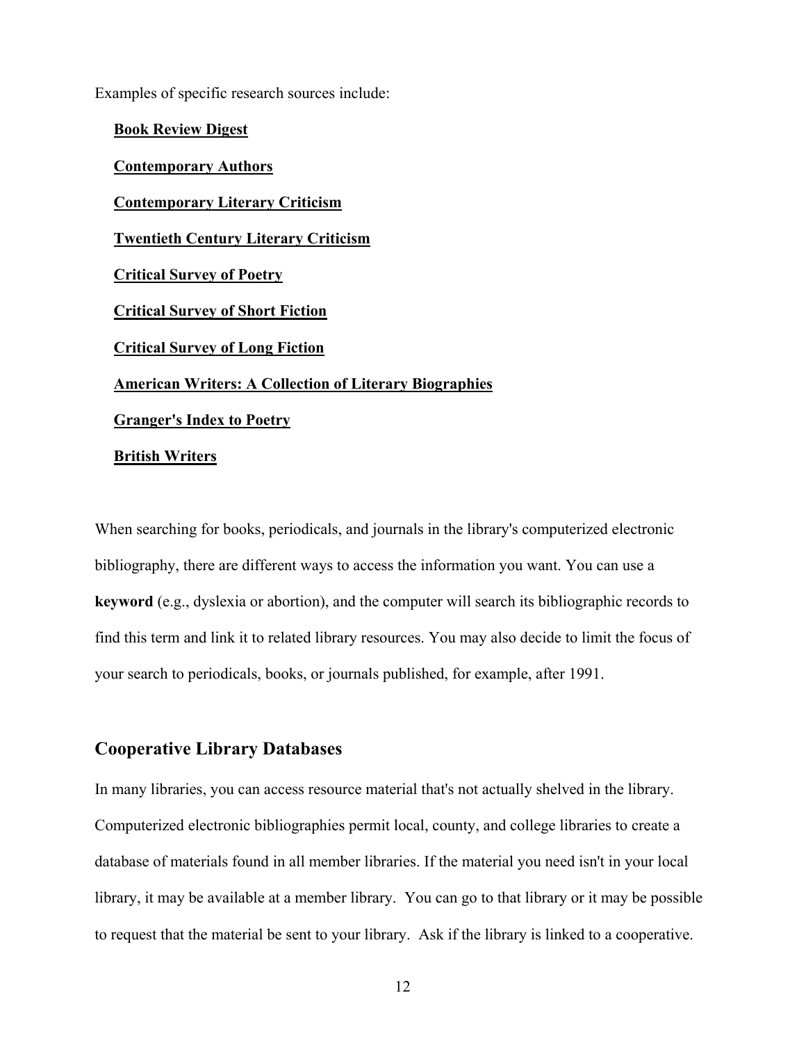Examples of specific research sources include:

**Book Review Digest**

**Contemporary Authors**

**Contemporary Literary Criticism**

**Twentieth Century Literary Criticism**

**Critical Survey of Poetry**

**Critical Survey of Short Fiction**

**Critical Survey of Long Fiction**

**American Writers: A Collection of Literary Biographies**

**Granger's Index to Poetry**

**British Writers**

When searching for books, periodicals, and journals in the library's computerized electronic bibliography, there are different ways to access the information you want. You can use a **keyword** (e.g., dyslexia or abortion), and the computer will search its bibliographic records to find this term and link it to related library resources. You may also decide to limit the focus of your search to periodicals, books, or journals published, for example, after 1991.

## Cooperative Library Databases

In many libraries, you can access resource material that's not actually shelved in the library. Computerized electronic bibliographies permit local, county, and college libraries to create a database of materials found in all member libraries. If the material you need isn't in your local library, it may be available at a member library. You can go to that library or it may be possible to request that the material be sent to your library. Ask if the library is linked to a cooperative.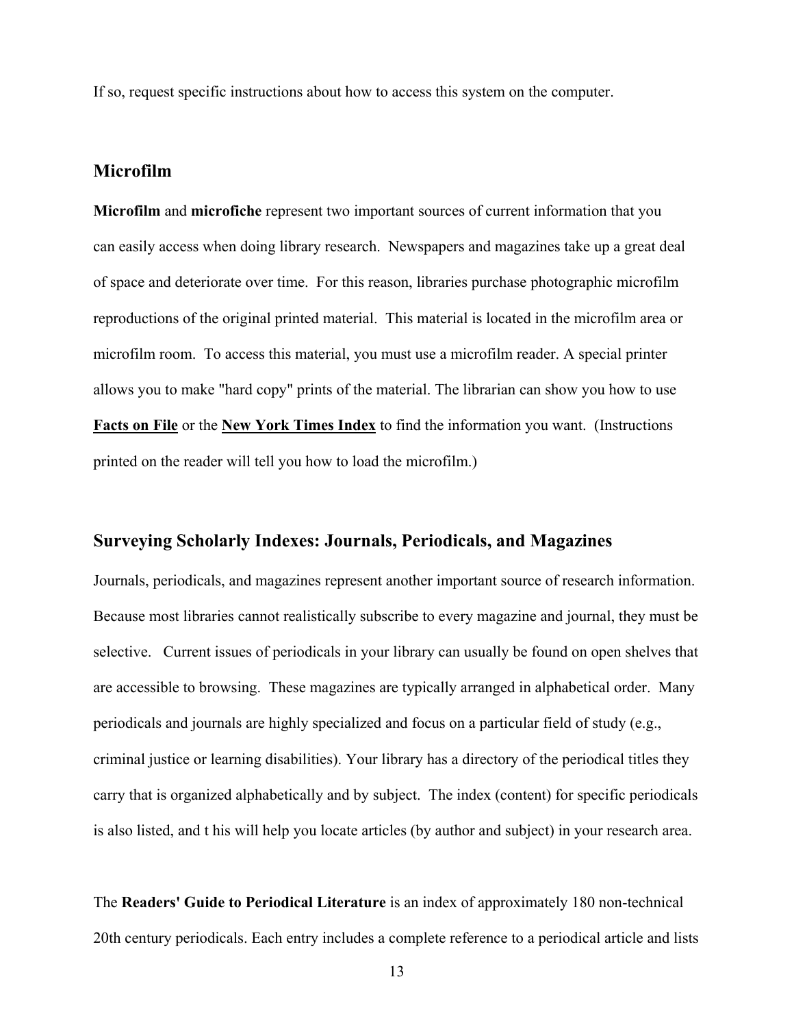If so, request specific instructions about how to access this system on the computer.

## Microfilm

**Microfilm** and **microfiche** represent two important sources of current information that you can easily access when doing library research. Newspapers and magazines take up a great deal of space and deteriorate over time. For this reason, libraries purchase photographic microfilm reproductions of the original printed material. This material is located in the microfilm area or microfilm room. To access this material, you must use a microfilm reader. A special printer allows you to make "hard copy" prints of the material. The librarian can show you how to use **Facts on File** or the **New York Times Index** to find the information you want. (Instructions printed on the reader will tell you how to load the microfilm.)

## Surveying Scholarly Indexes: Journals, Periodicals, and Magazines

Journals, periodicals, and magazines represent another important source of research information. Because most libraries cannot realistically subscribe to every magazine and journal, they must be selective. Current issues of periodicals in your library can usually be found on open shelves that are accessible to browsing. These magazines are typically arranged in alphabetical order. Many periodicals and journals are highly specialized and focus on a particular field of study (e.g., criminal justice or learning disabilities). Your library has a directory of the periodical titles they carry that is organized alphabetically and by subject. The index (content) for specific periodicals is also listed, and t his will help you locate articles (by author and subject) in your research area.

The **Readers' Guide to Periodical Literature** is an index of approximately 180 non-technical 20th century periodicals. Each entry includes a complete reference to a periodical article and lists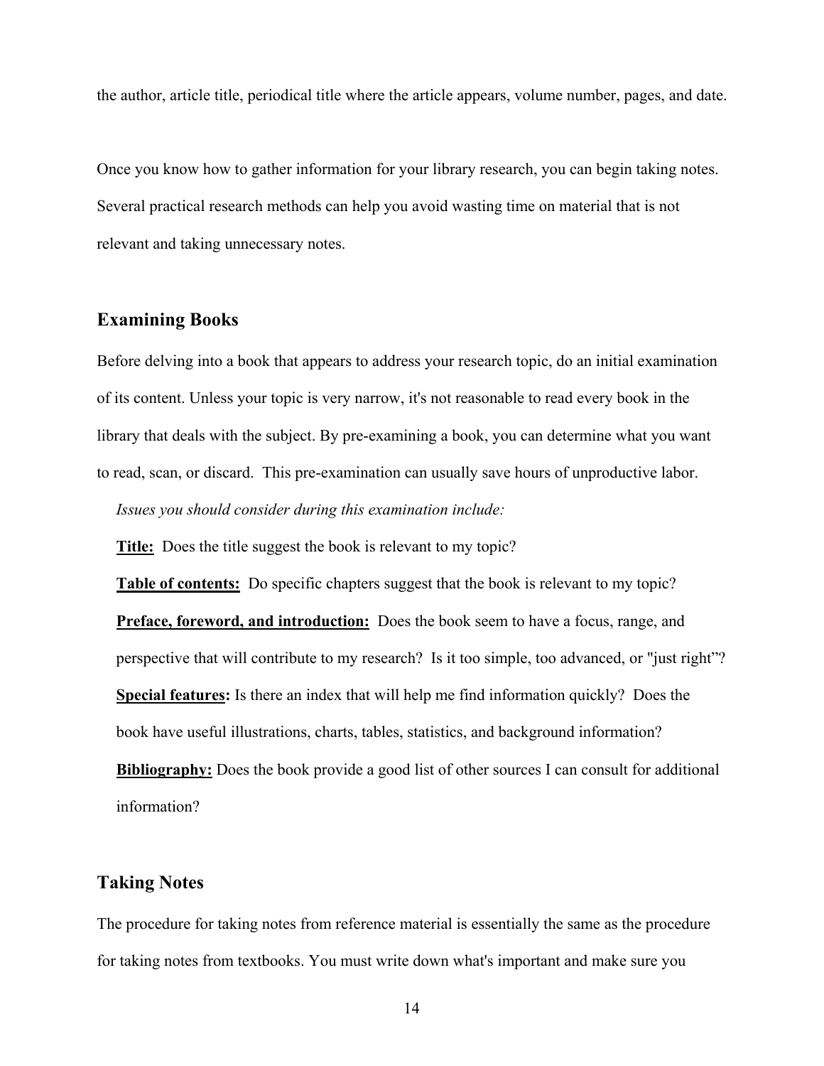the author, article title, periodical title where the article appears, volume number, pages, and date.

Once you know how to gather information for your library research, you can begin taking notes. Several practical research methods can help you avoid wasting time on material that is not relevant and taking unnecessary notes.

## Examining Books

Before delving into a book that appears to address your research topic, do an initial examination of its content. Unless your topic is very narrow, it's not reasonable to read every book in the library that deals with the subject. By pre-examining a book, you can determine what you want to read, scan, or discard. This pre-examination can usually save hours of unproductive labor.

*Issues you should consider during this examination include:*

**Title:** Does the title suggest the book is relevant to my topic?

**Table of contents:** Do specific chapters suggest that the book is relevant to my topic?

**Preface, foreword, and introduction:** Does the book seem to have a focus, range, and perspective that will contribute to my research? Is it too simple, too advanced, or "just right"?

**Special features:** Is there an index that will help me find information quickly? Does the book have useful illustrations, charts, tables, statistics, and background information?

**Bibliography:** Does the book provide a good list of other sources I can consult for additional information?

## Taking Notes

The procedure for taking notes from reference material is essentially the same as the procedure for taking notes from textbooks. You must write down what's important and make sure you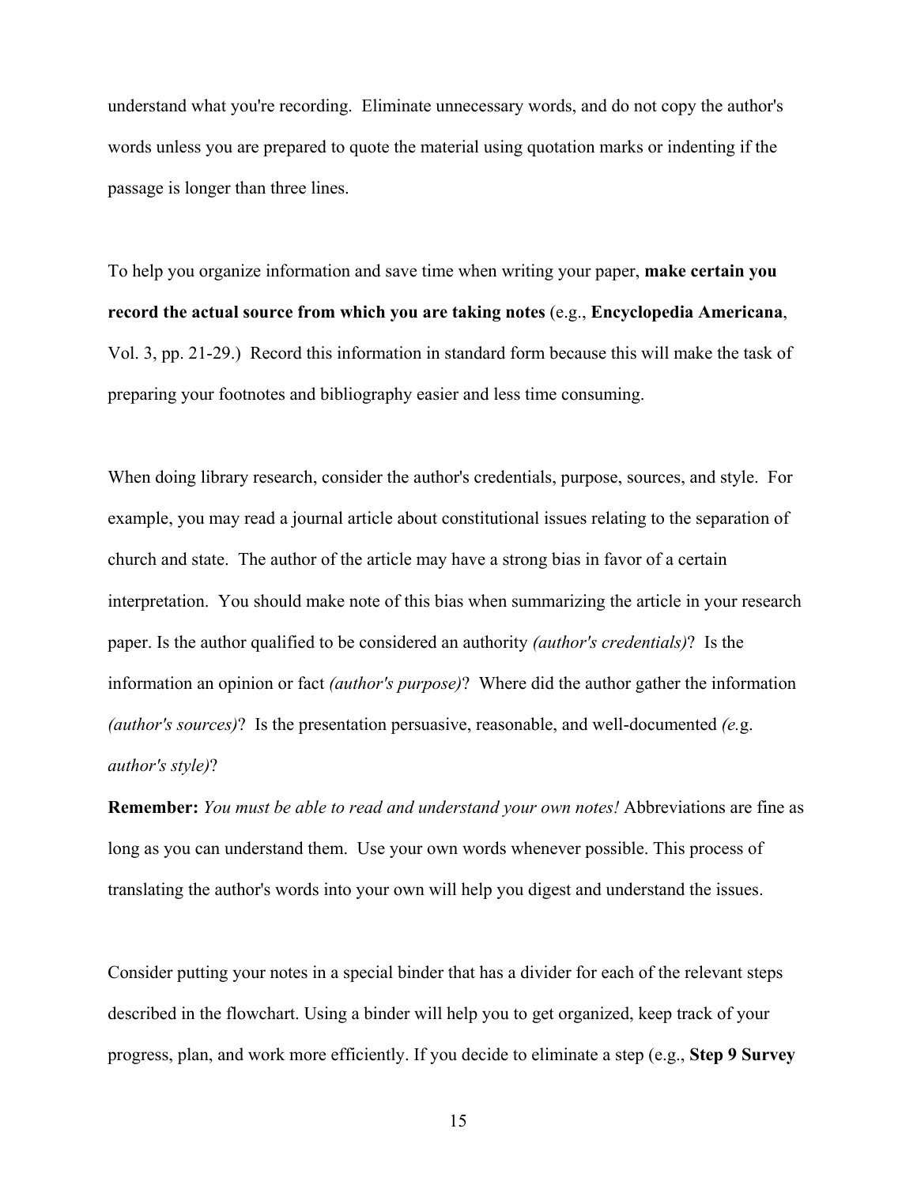understand what you're recording. Eliminate unnecessary words, and do not copy the author's words unless you are prepared to quote the material using quotation marks or indenting if the passage is longer than three lines.

To help you organize information and save time when writing your paper, **make certain you record the actual source from which you are taking notes** (e.g., **Encyclopedia Americana**, Vol. 3, pp. 21-29.) Record this information in standard form because this will make the task of preparing your footnotes and bibliography easier and less time consuming.

When doing library research, consider the author's credentials, purpose, sources, and style. For example, you may read a journal article about constitutional issues relating to the separation of church and state. The author of the article may have a strong bias in favor of a certain interpretation. You should make note of this bias when summarizing the article in your research paper. Is the author qualified to be considered an authority *(author's credentials)*? Is the information an opinion or fact *(author's purpose)*? Where did the author gather the information *(author's sources)*? Is the presentation persuasive, reasonable, and well-documented *(e.*g. *author's style)*?

**Remember:** *You must be able to read and understand your own notes!* Abbreviations are fine as long as you can understand them. Use your own words whenever possible. This process of translating the author's words into your own will help you digest and understand the issues.

Consider putting your notes in a special binder that has a divider for each of the relevant steps described in the flowchart. Using a binder will help you to get organized, keep track of your progress, plan, and work more efficiently. If you decide to eliminate a step (e.g., **Step 9 Survey**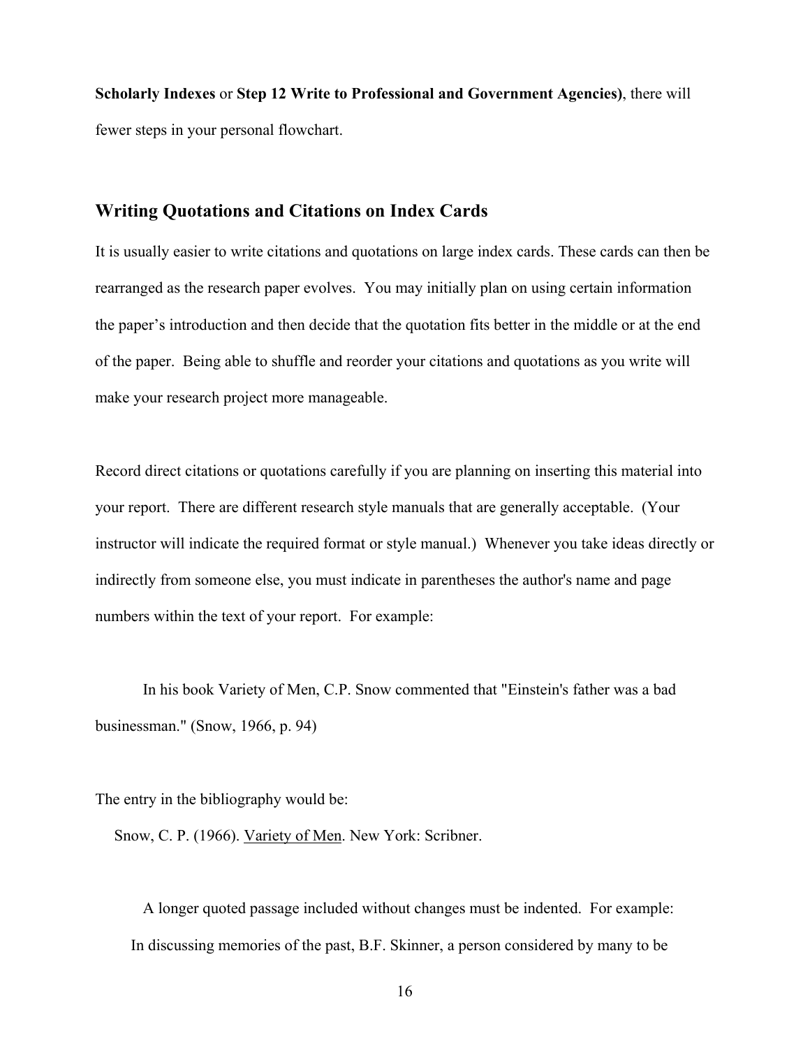**Scholarly Indexes** or **Step 12 Write to Professional and Government Agencies)**, there will fewer steps in your personal flowchart.

## Writing Quotations and Citations on Index Cards

It is usually easier to write citations and quotations on large index cards. These cards can then be rearranged as the research paper evolves. You may initially plan on using certain information the paper's introduction and then decide that the quotation fits better in the middle or at the end of the paper. Being able to shuffle and reorder your citations and quotations as you write will make your research project more manageable.

Record direct citations or quotations carefully if you are planning on inserting this material into your report. There are different research style manuals that are generally acceptable. (Your instructor will indicate the required format or style manual.) Whenever you take ideas directly or indirectly from someone else, you must indicate in parentheses the author's name and page numbers within the text of your report. For example:

In his book Variety of Men, C.P. Snow commented that "Einstein's father was a bad businessman." (Snow, 1966, p. 94)

The entry in the bibliography would be:

Snow, C. P. (1966). <u>Variety of Men</u>. New York: Scribner.

A longer quoted passage included without changes must be indented. For example:

In discussing memories of the past, B.F. Skinner, a person considered by many to be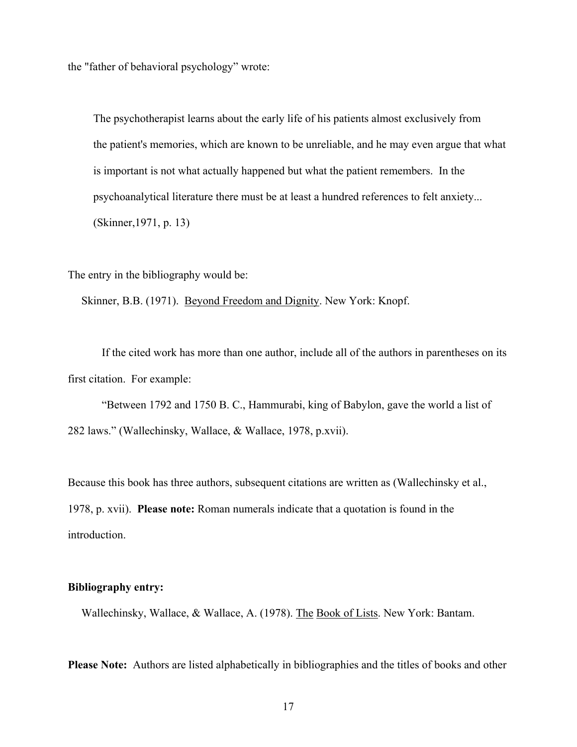the "father of behavioral psychology" wrote:

> The psychotherapist learns about the early life of his patients almost exclusively from the patient's memories, which are known to be unreliable, and he may even argue that what is important is not what actually happened but what the patient remembers. In the psychoanalytical literature there must be at least a hundred references to felt anxiety... (Skinner,1971, p. 13)

The entry in the bibliography would be:

Skinner, B.B. (1971). <u>Beyond Freedom and Dignity</u>. New York: Knopf.

If the cited work has more than one author, include all of the authors in parentheses on its first citation. For example:

"Between 1792 and 1750 B. C., Hammurabi, king of Babylon, gave the world a list of 282 laws." (Wallechinsky, Wallace, & Wallace, 1978, p.xvii).

Because this book has three authors, subsequent citations are written as (Wallechinsky et al., 1978, p. xvii). **Please note:** Roman numerals indicate that a quotation is found in the introduction.

**Bibliography entry:**

Wallechinsky, Wallace, & Wallace, A. (1978). <u>The</u> <u>Book of Lists</u>. New York: Bantam.

**Please Note:** Authors are listed alphabetically in bibliographies and the titles of books and other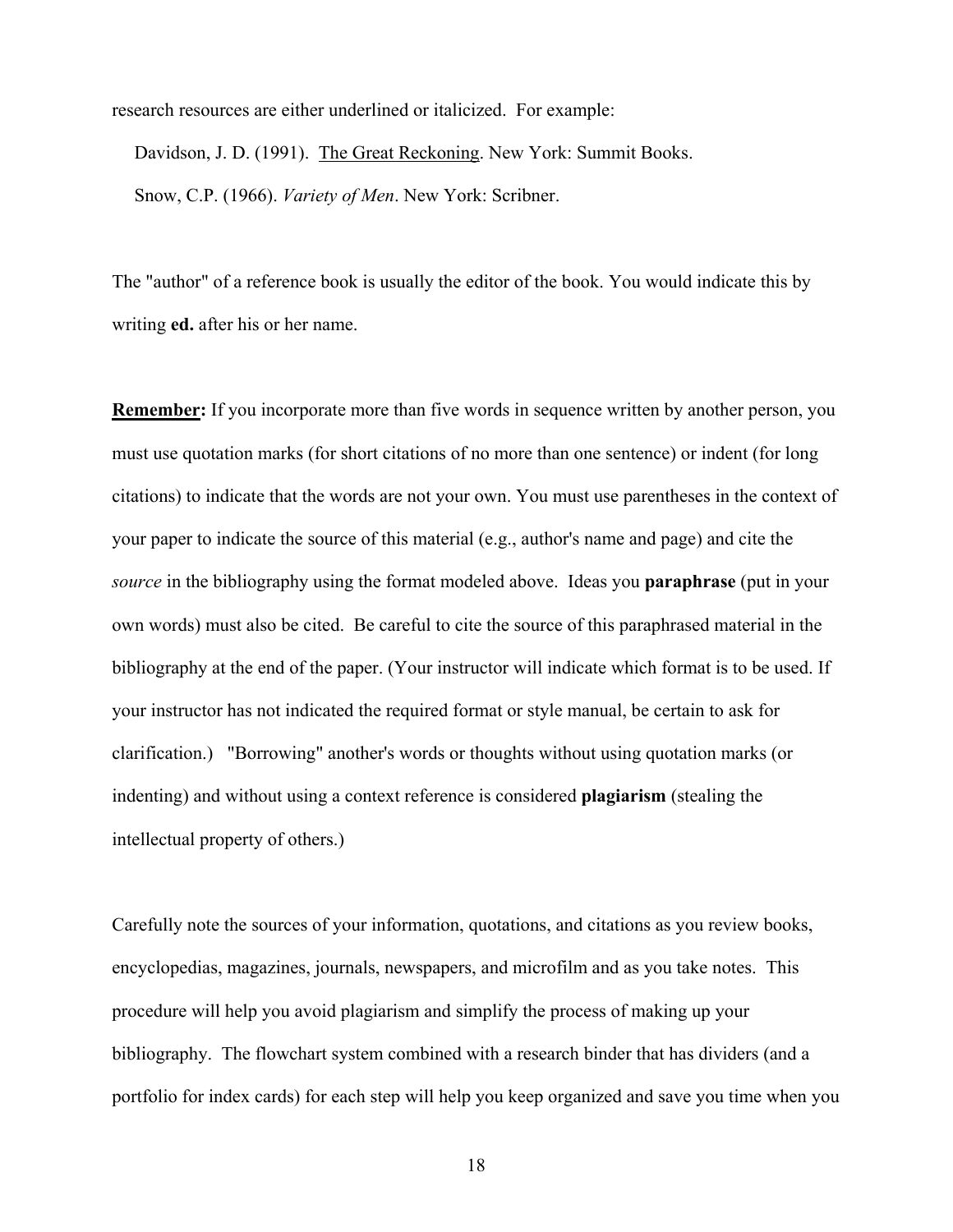research resources are either underlined or italicized. For example:

Davidson, J. D. (1991). <u>The Great Reckoning</u>. New York: Summit Books.

Snow, C.P. (1966). *Variety of Men*. New York: Scribner.

The "author" of a reference book is usually the editor of the book. You would indicate this by writing **ed.** after his or her name.

**<u>Remember</u>:** If you incorporate more than five words in sequence written by another person, you must use quotation marks (for short citations of no more than one sentence) or indent (for long citations) to indicate that the words are not your own. You must use parentheses in the context of your paper to indicate the source of this material (e.g., author's name and page) and cite the *source* in the bibliography using the format modeled above. Ideas you **paraphrase** (put in your own words) must also be cited. Be careful to cite the source of this paraphrased material in the bibliography at the end of the paper. (Your instructor will indicate which format is to be used. If your instructor has not indicated the required format or style manual, be certain to ask for clarification.) "Borrowing" another's words or thoughts without using quotation marks (or indenting) and without using a context reference is considered **plagiarism** (stealing the intellectual property of others.)

Carefully note the sources of your information, quotations, and citations as you review books, encyclopedias, magazines, journals, newspapers, and microfilm and as you take notes. This procedure will help you avoid plagiarism and simplify the process of making up your bibliography. The flowchart system combined with a research binder that has dividers (and a portfolio for index cards) for each step will help you keep organized and save you time when you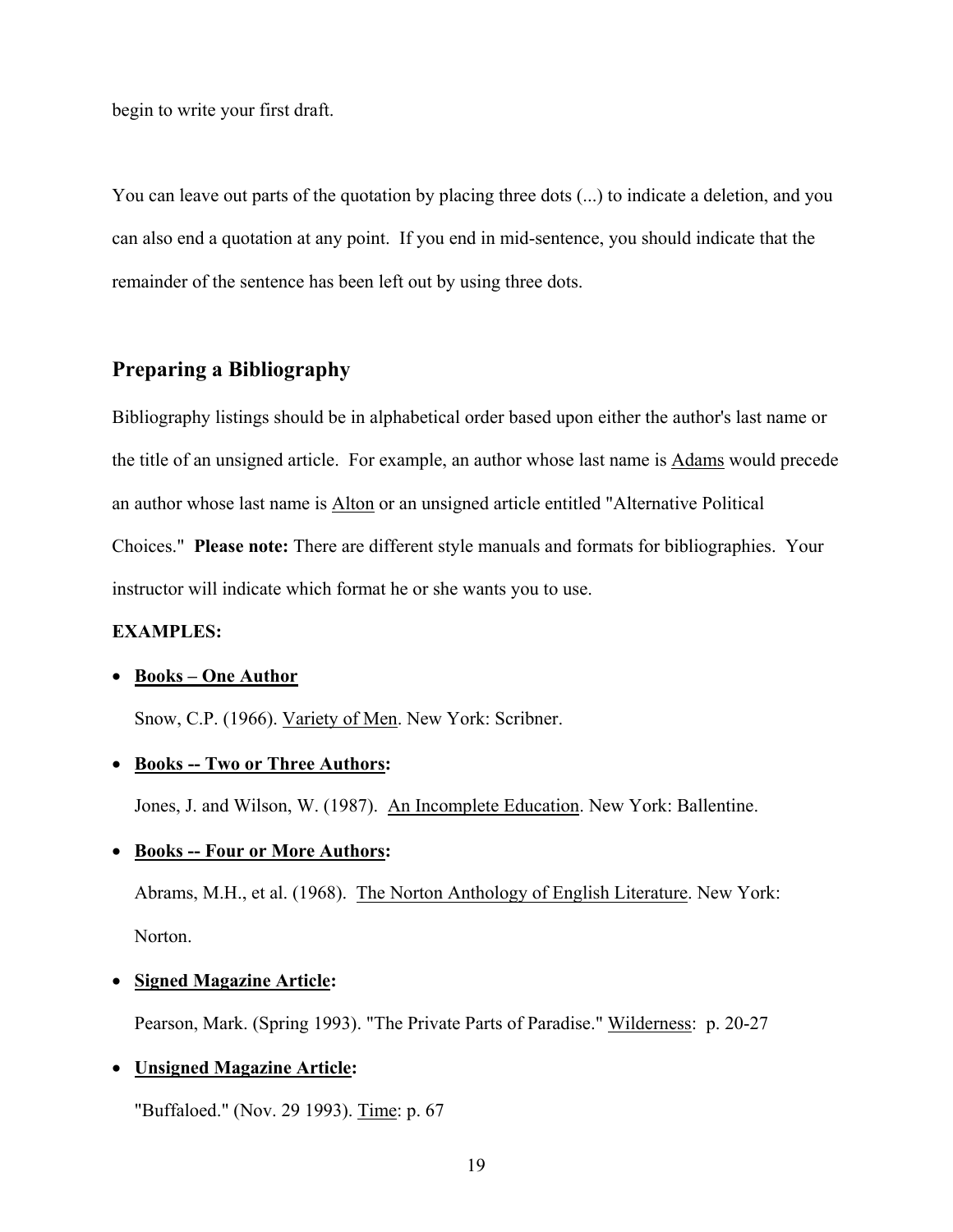begin to write your first draft.

You can leave out parts of the quotation by placing three dots (...) to indicate a deletion, and you can also end a quotation at any point. If you end in mid-sentence, you should indicate that the remainder of the sentence has been left out by using three dots.

## Preparing a Bibliography

Bibliography listings should be in alphabetical order based upon either the author's last name or the title of an unsigned article. For example, an author whose last name is <u>Adams</u> would precede an author whose last name is <u>Alton</u> or an unsigned article entitled "Alternative Political Choices." **Please note:** There are different style manuals and formats for bibliographies. Your instructor will indicate which format he or she wants you to use.

**EXAMPLES:**

- **<u>Books – One Author</u>**

  Snow, C.P. (1966). <u>Variety of Men</u>. New York: Scribner.

- **<u>Books -- Two or Three Authors</u>:**

  Jones, J. and Wilson, W. (1987). <u>An Incomplete Education</u>. New York: Ballentine.

- **<u>Books -- Four or More Authors</u>:**

  Abrams, M.H., et al. (1968). <u>The Norton Anthology of English Literature</u>. New York: Norton.

- **<u>Signed Magazine Article</u>:**

  Pearson, Mark. (Spring 1993). "The Private Parts of Paradise." <u>Wilderness</u>: p. 20-27

- **<u>Unsigned Magazine Article</u>:**

  "Buffaloed." (Nov. 29 1993). <u>Time</u>: p. 67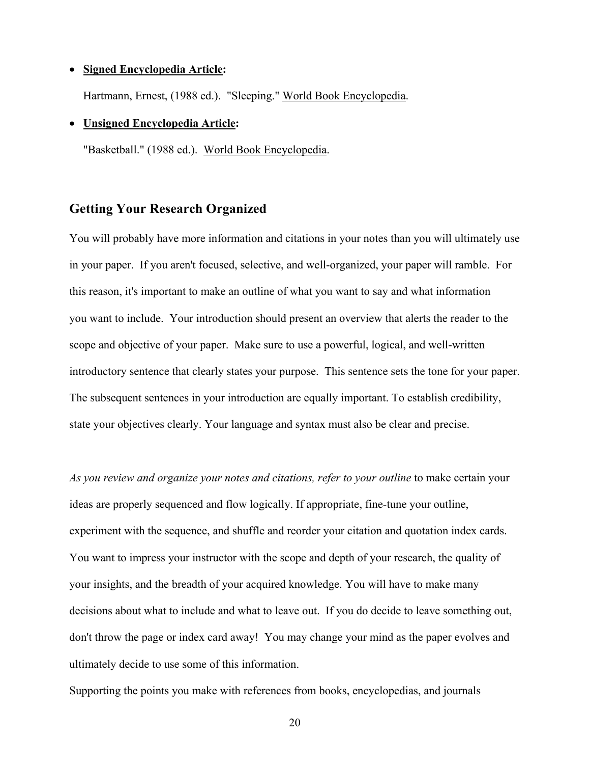- **Signed Encyclopedia Article:**

  Hartmann, Ernest, (1988 ed.). "Sleeping." World Book Encyclopedia.

- **Unsigned Encyclopedia Article:**

  "Basketball." (1988 ed.). World Book Encyclopedia.

## Getting Your Research Organized

You will probably have more information and citations in your notes than you will ultimately use in your paper. If you aren't focused, selective, and well-organized, your paper will ramble. For this reason, it's important to make an outline of what you want to say and what information you want to include. Your introduction should present an overview that alerts the reader to the scope and objective of your paper. Make sure to use a powerful, logical, and well-written introductory sentence that clearly states your purpose. This sentence sets the tone for your paper. The subsequent sentences in your introduction are equally important. To establish credibility, state your objectives clearly. Your language and syntax must also be clear and precise.

*As you review and organize your notes and citations, refer to your outline* to make certain your ideas are properly sequenced and flow logically. If appropriate, fine-tune your outline, experiment with the sequence, and shuffle and reorder your citation and quotation index cards. You want to impress your instructor with the scope and depth of your research, the quality of your insights, and the breadth of your acquired knowledge. You will have to make many decisions about what to include and what to leave out. If you do decide to leave something out, don't throw the page or index card away! You may change your mind as the paper evolves and ultimately decide to use some of this information.

Supporting the points you make with references from books, encyclopedias, and journals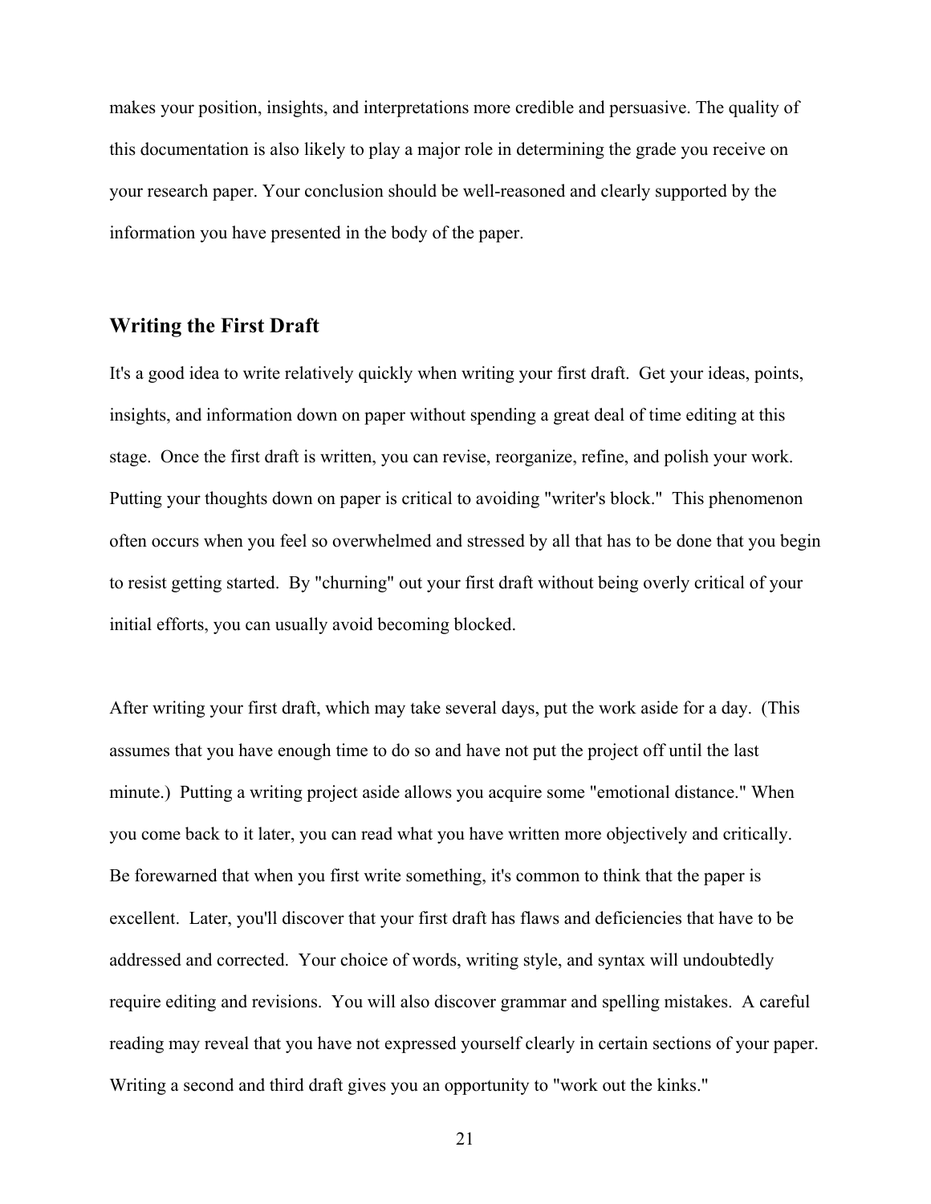makes your position, insights, and interpretations more credible and persuasive. The quality of this documentation is also likely to play a major role in determining the grade you receive on your research paper. Your conclusion should be well-reasoned and clearly supported by the information you have presented in the body of the paper.

## Writing the First Draft

It's a good idea to write relatively quickly when writing your first draft. Get your ideas, points, insights, and information down on paper without spending a great deal of time editing at this stage. Once the first draft is written, you can revise, reorganize, refine, and polish your work. Putting your thoughts down on paper is critical to avoiding "writer's block." This phenomenon often occurs when you feel so overwhelmed and stressed by all that has to be done that you begin to resist getting started. By "churning" out your first draft without being overly critical of your initial efforts, you can usually avoid becoming blocked.

After writing your first draft, which may take several days, put the work aside for a day. (This assumes that you have enough time to do so and have not put the project off until the last minute.) Putting a writing project aside allows you acquire some "emotional distance." When you come back to it later, you can read what you have written more objectively and critically. Be forewarned that when you first write something, it's common to think that the paper is excellent. Later, you'll discover that your first draft has flaws and deficiencies that have to be addressed and corrected. Your choice of words, writing style, and syntax will undoubtedly require editing and revisions. You will also discover grammar and spelling mistakes. A careful reading may reveal that you have not expressed yourself clearly in certain sections of your paper. Writing a second and third draft gives you an opportunity to "work out the kinks."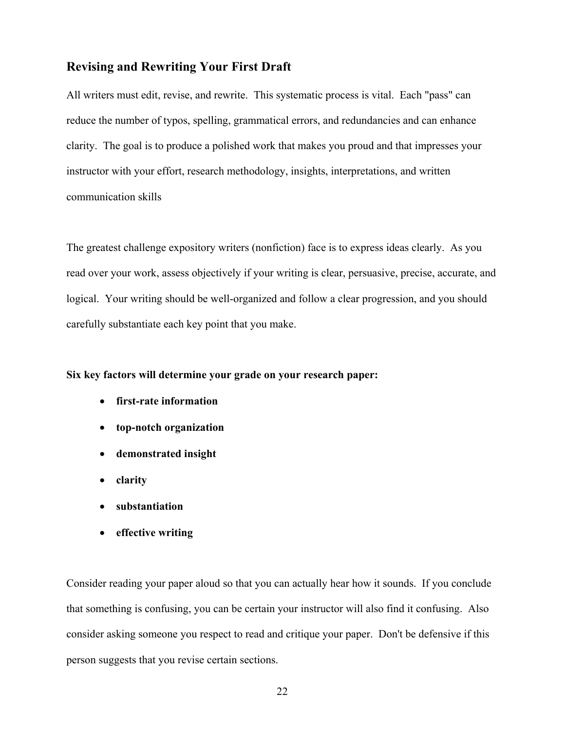## Revising and Rewriting Your First Draft

All writers must edit, revise, and rewrite. This systematic process is vital. Each "pass" can reduce the number of typos, spelling, grammatical errors, and redundancies and can enhance clarity. The goal is to produce a polished work that makes you proud and that impresses your instructor with your effort, research methodology, insights, interpretations, and written communication skills

The greatest challenge expository writers (nonfiction) face is to express ideas clearly. As you read over your work, assess objectively if your writing is clear, persuasive, precise, accurate, and logical. Your writing should be well-organized and follow a clear progression, and you should carefully substantiate each key point that you make.

**Six key factors will determine your grade on your research paper:**

- **first-rate information**
- **top-notch organization**
- **demonstrated insight**
- **clarity**
- **substantiation**
- **effective writing**

Consider reading your paper aloud so that you can actually hear how it sounds. If you conclude that something is confusing, you can be certain your instructor will also find it confusing. Also consider asking someone you respect to read and critique your paper. Don't be defensive if this person suggests that you revise certain sections.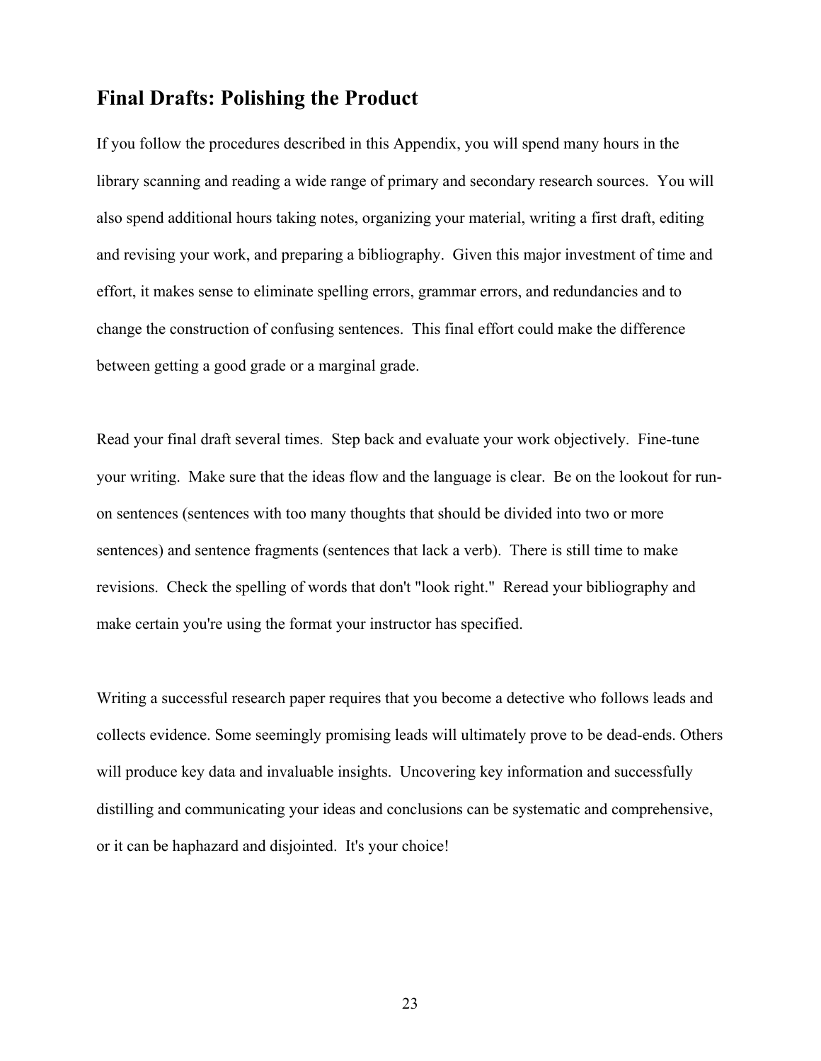## Final Drafts: Polishing the Product

If you follow the procedures described in this Appendix, you will spend many hours in the library scanning and reading a wide range of primary and secondary research sources. You will also spend additional hours taking notes, organizing your material, writing a first draft, editing and revising your work, and preparing a bibliography. Given this major investment of time and effort, it makes sense to eliminate spelling errors, grammar errors, and redundancies and to change the construction of confusing sentences. This final effort could make the difference between getting a good grade or a marginal grade.

Read your final draft several times. Step back and evaluate your work objectively. Fine-tune your writing. Make sure that the ideas flow and the language is clear. Be on the lookout for run-on sentences (sentences with too many thoughts that should be divided into two or more sentences) and sentence fragments (sentences that lack a verb). There is still time to make revisions. Check the spelling of words that don't "look right." Reread your bibliography and make certain you're using the format your instructor has specified.

Writing a successful research paper requires that you become a detective who follows leads and collects evidence. Some seemingly promising leads will ultimately prove to be dead-ends. Others will produce key data and invaluable insights. Uncovering key information and successfully distilling and communicating your ideas and conclusions can be systematic and comprehensive, or it can be haphazard and disjointed. It's your choice!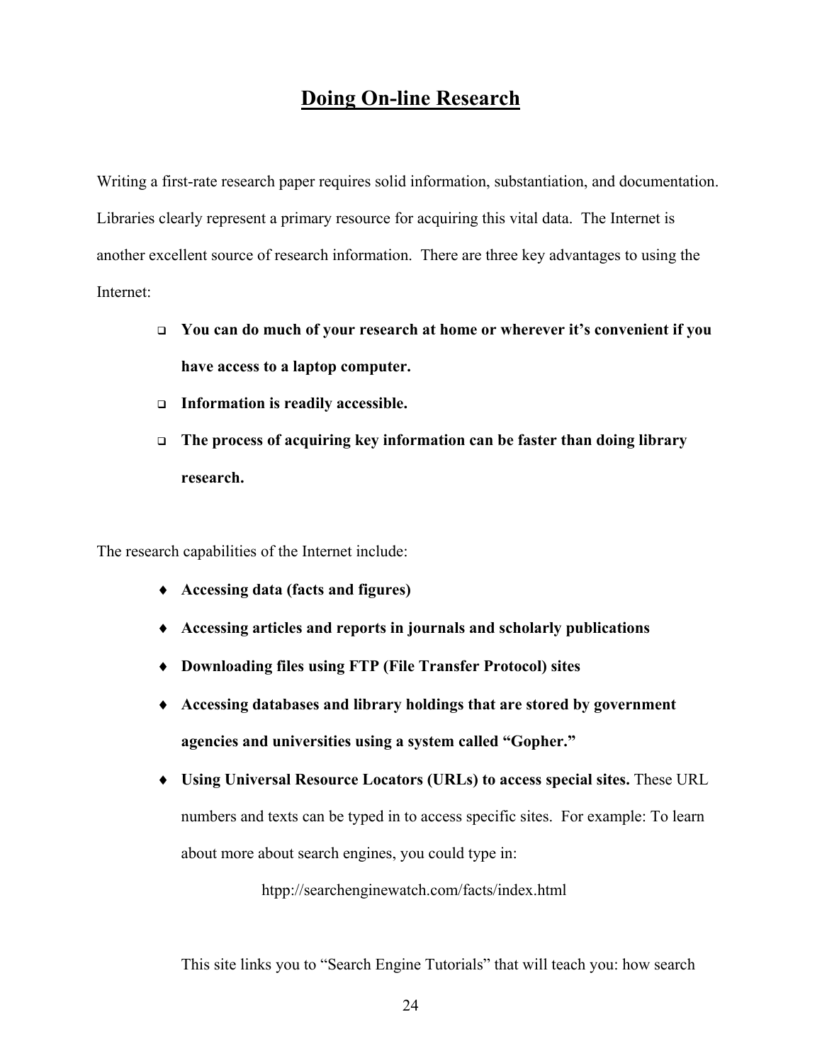# Doing On-line Research

Writing a first-rate research paper requires solid information, substantiation, and documentation. Libraries clearly represent a primary resource for acquiring this vital data. The Internet is another excellent source of research information. There are three key advantages to using the Internet:

- **You can do much of your research at home or wherever it's convenient if you have access to a laptop computer.**
- **Information is readily accessible.**
- **The process of acquiring key information can be faster than doing library research.**

The research capabilities of the Internet include:

- **Accessing data (facts and figures)**
- **Accessing articles and reports in journals and scholarly publications**
- **Downloading files using FTP (File Transfer Protocol) sites**
- **Accessing databases and library holdings that are stored by government agencies and universities using a system called "Gopher."**
- **Using Universal Resource Locators (URLs) to access special sites.** These URL numbers and texts can be typed in to access specific sites. For example: To learn about more about search engines, you could type in:

  htpp://searchenginewatch.com/facts/index.html

  This site links you to "Search Engine Tutorials" that will teach you: how search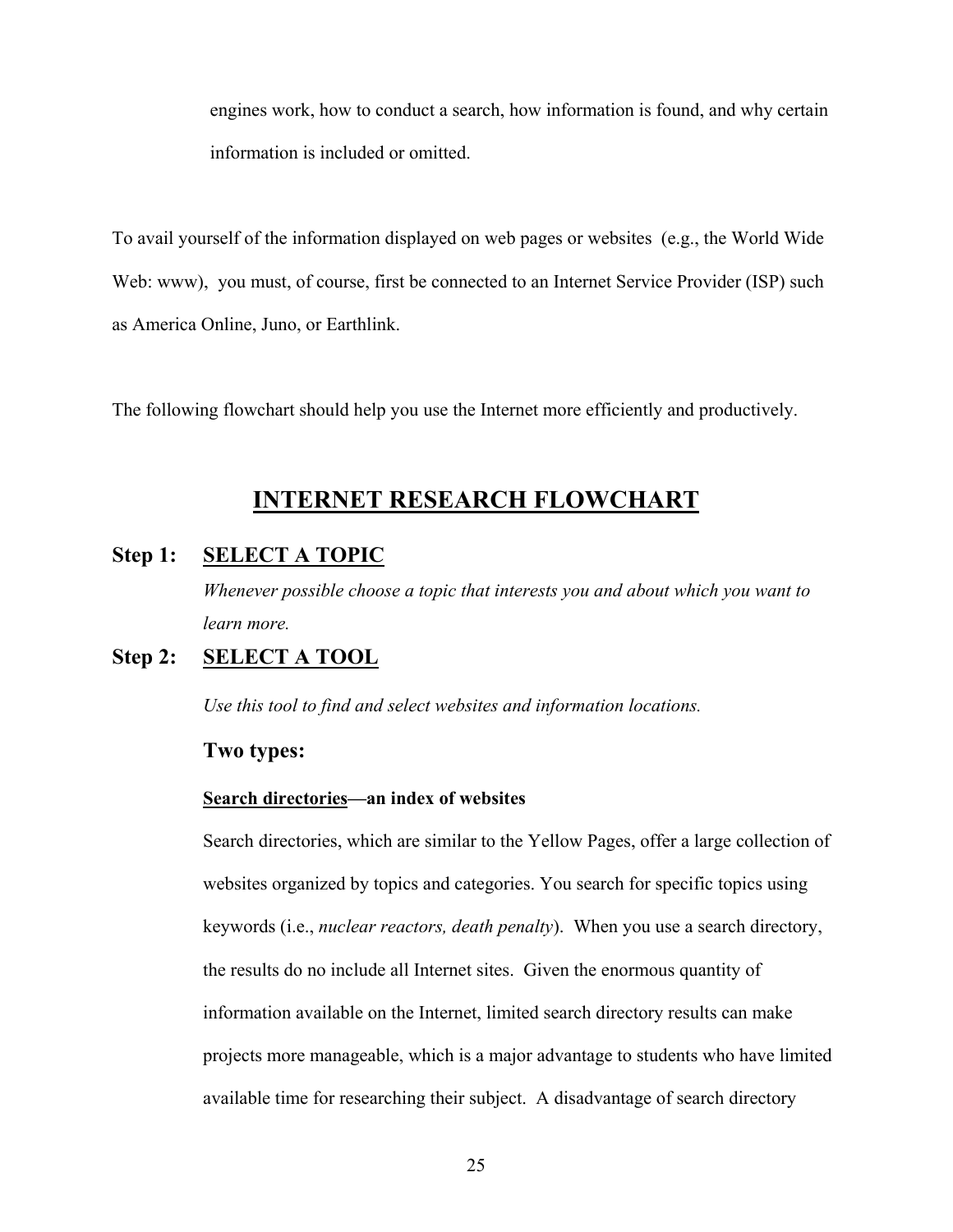engines work, how to conduct a search, how information is found, and why certain information is included or omitted.

To avail yourself of the information displayed on web pages or websites (e.g., the World Wide Web: www), you must, of course, first be connected to an Internet Service Provider (ISP) such as America Online, Juno, or Earthlink.

The following flowchart should help you use the Internet more efficiently and productively.

## INTERNET RESEARCH FLOWCHART

### Step 1: SELECT A TOPIC

*Whenever possible choose a topic that interests you and about which you want to learn more.*

### Step 2: SELECT A TOOL

*Use this tool to find and select websites and information locations.*

**Two types:**

**Search directories—an index of websites**

Search directories, which are similar to the Yellow Pages, offer a large collection of websites organized by topics and categories. You search for specific topics using keywords (i.e., *nuclear reactors, death penalty*). When you use a search directory, the results do no include all Internet sites. Given the enormous quantity of information available on the Internet, limited search directory results can make projects more manageable, which is a major advantage to students who have limited available time for researching their subject. A disadvantage of search directory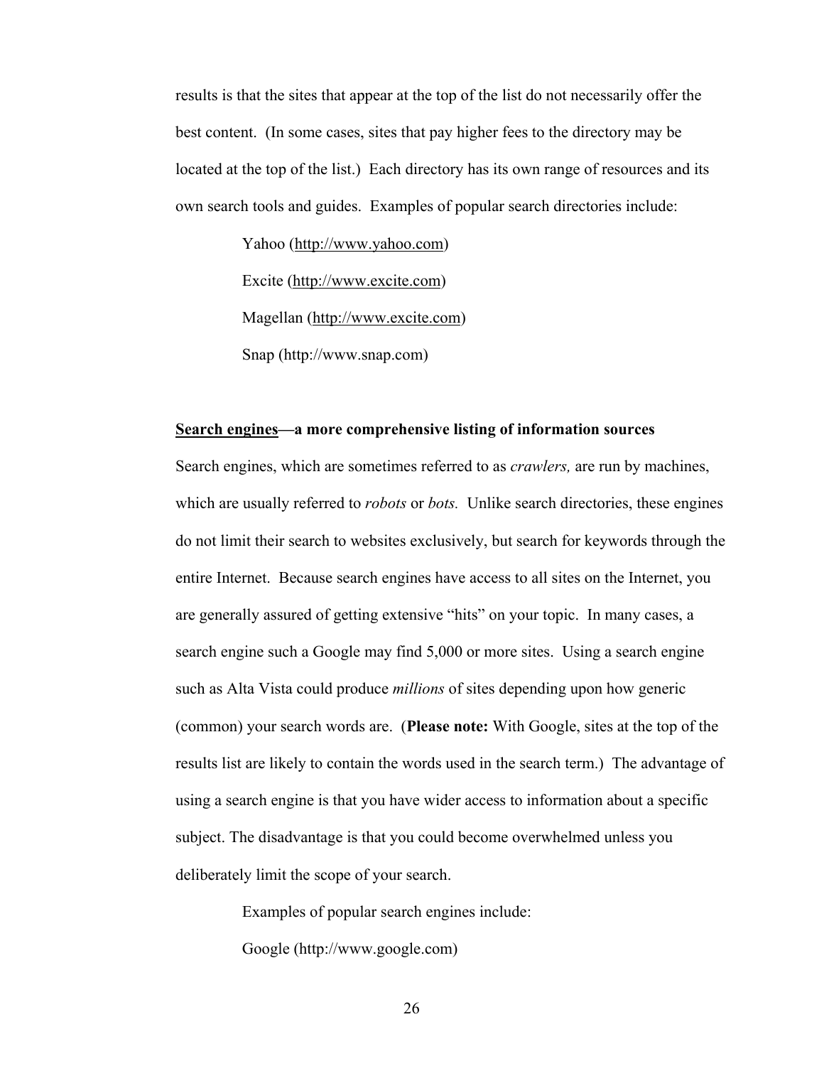results is that the sites that appear at the top of the list do not necessarily offer the best content. (In some cases, sites that pay higher fees to the directory may be located at the top of the list.) Each directory has its own range of resources and its own search tools and guides. Examples of popular search directories include:

Yahoo (http://www.yahoo.com)

Excite (http://www.excite.com)

Magellan (http://www.excite.com)

Snap (http://www.snap.com)

**Search engines—a more comprehensive listing of information sources**

Search engines, which are sometimes referred to as *crawlers,* are run by machines, which are usually referred to *robots* or *bots.* Unlike search directories, these engines do not limit their search to websites exclusively, but search for keywords through the entire Internet. Because search engines have access to all sites on the Internet, you are generally assured of getting extensive "hits" on your topic. In many cases, a search engine such a Google may find 5,000 or more sites. Using a search engine such as Alta Vista could produce *millions* of sites depending upon how generic (common) your search words are. (**Please note:** With Google, sites at the top of the results list are likely to contain the words used in the search term.) The advantage of using a search engine is that you have wider access to information about a specific subject. The disadvantage is that you could become overwhelmed unless you deliberately limit the scope of your search.

Examples of popular search engines include:

Google (http://www.google.com)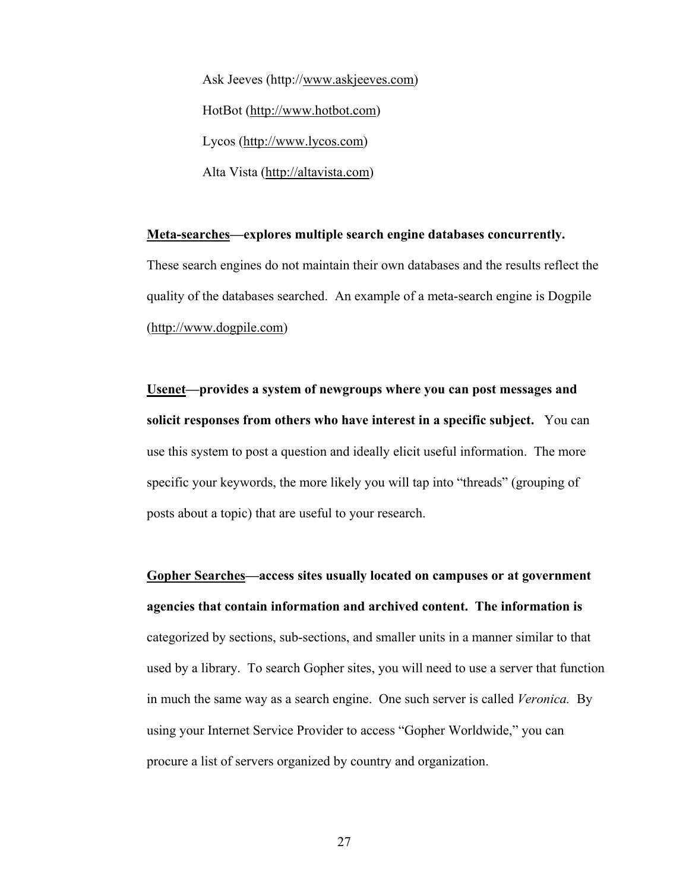Ask Jeeves (http://www.askjeeves.com)

HotBot (http://www.hotbot.com)

Lycos (http://www.lycos.com)

Alta Vista (http://altavista.com)

**Meta-searches—explores multiple search engine databases concurrently.** These search engines do not maintain their own databases and the results reflect the quality of the databases searched. An example of a meta-search engine is Dogpile (http://www.dogpile.com)

**Usenet—provides a system of newgroups where you can post messages and solicit responses from others who have interest in a specific subject.** You can use this system to post a question and ideally elicit useful information. The more specific your keywords, the more likely you will tap into "threads" (grouping of posts about a topic) that are useful to your research.

**Gopher Searches—access sites usually located on campuses or at government agencies that contain information and archived content. The information is** categorized by sections, sub-sections, and smaller units in a manner similar to that used by a library. To search Gopher sites, you will need to use a server that function in much the same way as a search engine. One such server is called *Veronica.* By using your Internet Service Provider to access "Gopher Worldwide," you can procure a list of servers organized by country and organization.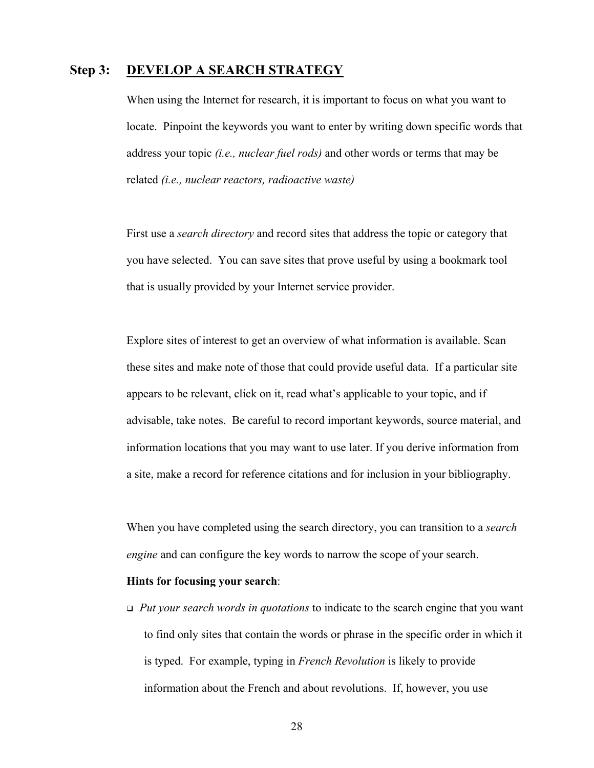## Step 3: DEVELOP A SEARCH STRATEGY

When using the Internet for research, it is important to focus on what you want to locate. Pinpoint the keywords you want to enter by writing down specific words that address your topic *(i.e., nuclear fuel rods)* and other words or terms that may be related *(i.e., nuclear reactors, radioactive waste)*

First use a *search directory* and record sites that address the topic or category that you have selected. You can save sites that prove useful by using a bookmark tool that is usually provided by your Internet service provider.

Explore sites of interest to get an overview of what information is available. Scan these sites and make note of those that could provide useful data. If a particular site appears to be relevant, click on it, read what's applicable to your topic, and if advisable, take notes. Be careful to record important keywords, source material, and information locations that you may want to use later. If you derive information from a site, make a record for reference citations and for inclusion in your bibliography.

When you have completed using the search directory, you can transition to a *search engine* and can configure the key words to narrow the scope of your search.

**Hints for focusing your search**:

- *Put your search words in quotations* to indicate to the search engine that you want to find only sites that contain the words or phrase in the specific order in which it is typed. For example, typing in *French Revolution* is likely to provide information about the French and about revolutions. If, however, you use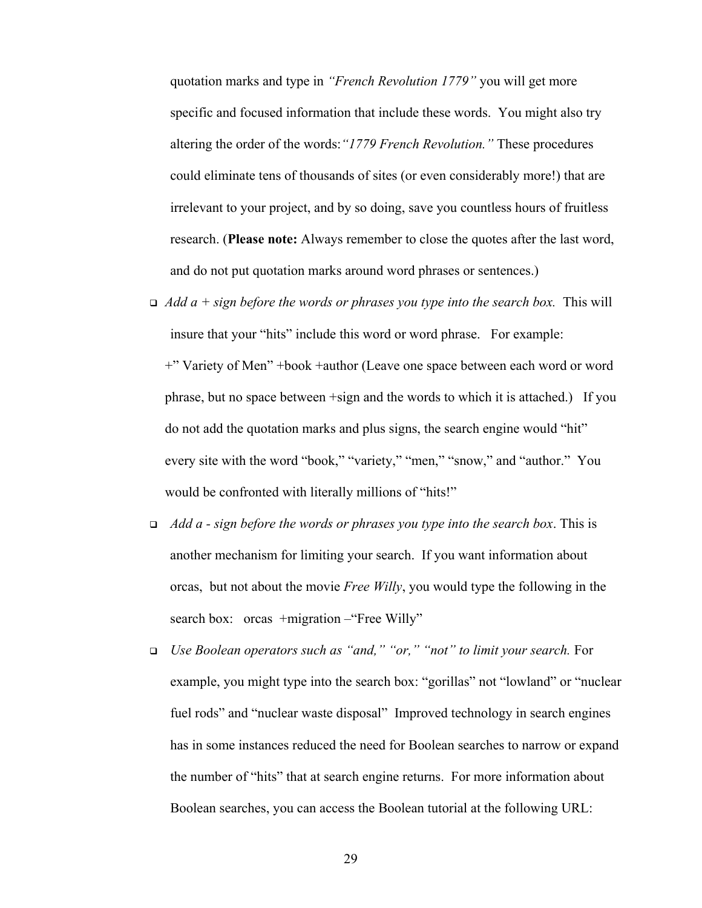quotation marks and type in *"French Revolution 1779"* you will get more specific and focused information that include these words. You might also try altering the order of the words: *"1779 French Revolution."* These procedures could eliminate tens of thousands of sites (or even considerably more!) that are irrelevant to your project, and by so doing, save you countless hours of fruitless research. (**Please note:** Always remember to close the quotes after the last word, and do not put quotation marks around word phrases or sentences.)

- *Add a + sign before the words or phrases you type into the search box.* This will insure that your "hits" include this word or word phrase. For example: +" Variety of Men" +book +author (Leave one space between each word or word phrase, but no space between +sign and the words to which it is attached.) If you do not add the quotation marks and plus signs, the search engine would "hit" every site with the word "book," "variety," "men," "snow," and "author." You would be confronted with literally millions of "hits!"
- *Add a - sign before the words or phrases you type into the search box*. This is another mechanism for limiting your search. If you want information about orcas, but not about the movie *Free Willy*, you would type the following in the search box: orcas +migration –"Free Willy"
- *Use Boolean operators such as "and," "or," "not" to limit your search.* For example, you might type into the search box: "gorillas" not "lowland" or "nuclear fuel rods" and "nuclear waste disposal" Improved technology in search engines has in some instances reduced the need for Boolean searches to narrow or expand the number of "hits" that at search engine returns. For more information about Boolean searches, you can access the Boolean tutorial at the following URL: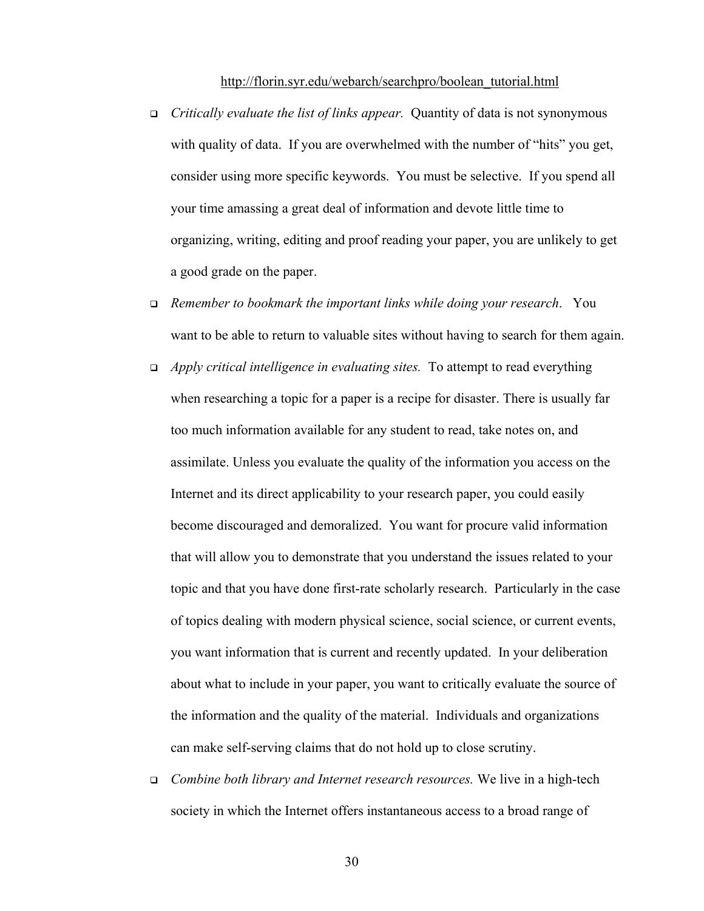http://florin.syr.edu/webarch/searchpro/boolean_tutorial.html

- *Critically evaluate the list of links appear.* Quantity of data is not synonymous with quality of data. If you are overwhelmed with the number of "hits" you get, consider using more specific keywords. You must be selective. If you spend all your time amassing a great deal of information and devote little time to organizing, writing, editing and proof reading your paper, you are unlikely to get a good grade on the paper.
- *Remember to bookmark the important links while doing your research*. You want to be able to return to valuable sites without having to search for them again.
- *Apply critical intelligence in evaluating sites.* To attempt to read everything when researching a topic for a paper is a recipe for disaster. There is usually far too much information available for any student to read, take notes on, and assimilate. Unless you evaluate the quality of the information you access on the Internet and its direct applicability to your research paper, you could easily become discouraged and demoralized. You want for procure valid information that will allow you to demonstrate that you understand the issues related to your topic and that you have done first-rate scholarly research. Particularly in the case of topics dealing with modern physical science, social science, or current events, you want information that is current and recently updated. In your deliberation about what to include in your paper, you want to critically evaluate the source of the information and the quality of the material. Individuals and organizations can make self-serving claims that do not hold up to close scrutiny.
- *Combine both library and Internet research resources.* We live in a high-tech society in which the Internet offers instantaneous access to a broad range of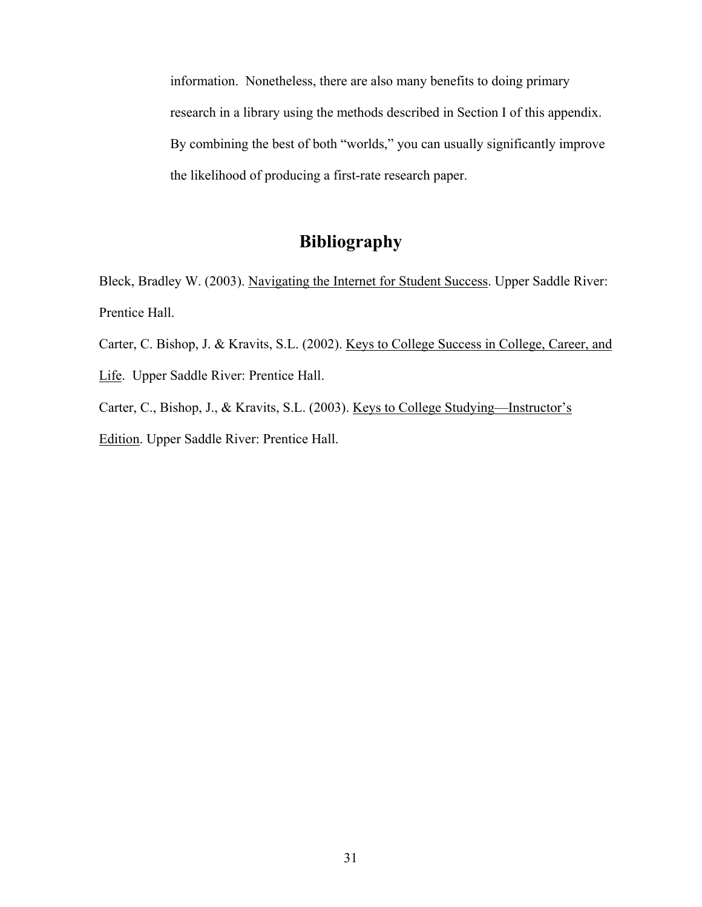information. Nonetheless, there are also many benefits to doing primary research in a library using the methods described in Section I of this appendix. By combining the best of both "worlds," you can usually significantly improve the likelihood of producing a first-rate research paper.

## Bibliography

Bleck, Bradley W. (2003). <u>Navigating the Internet for Student Success</u>. Upper Saddle River: Prentice Hall.

Carter, C. Bishop, J. & Kravits, S.L. (2002). <u>Keys to College Success in College, Career, and Life</u>. Upper Saddle River: Prentice Hall.

Carter, C., Bishop, J., & Kravits, S.L. (2003). <u>Keys to College Studying—Instructor's Edition</u>. Upper Saddle River: Prentice Hall.